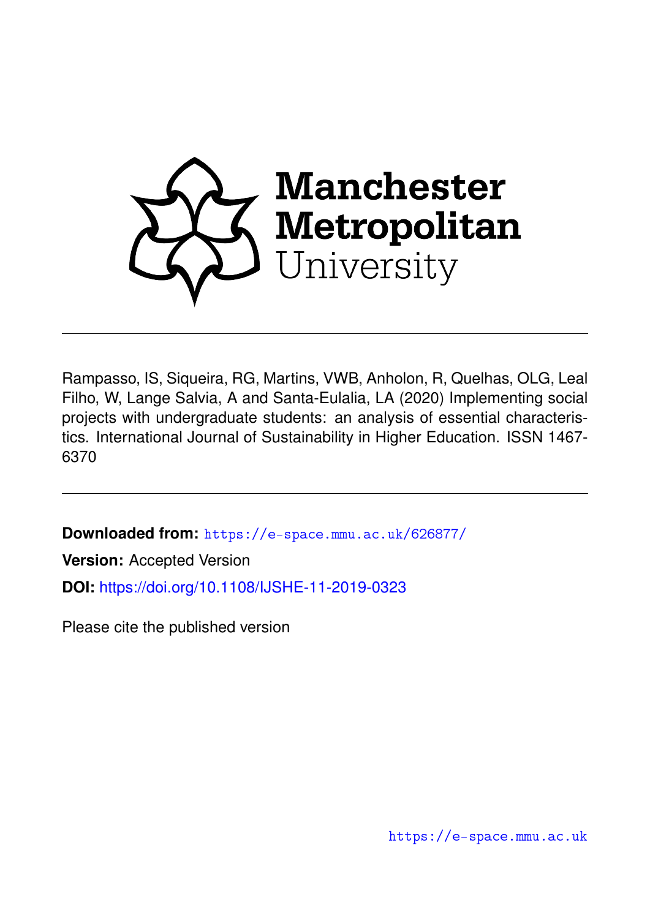Manchester Metropolitan University

---

Rampasso, IS, Siqueira, RG, Martins, VWB, Anholon, R, Quelhas, OLG, Leal Filho, W, Lange Salvia, A and Santa-Eulalia, LA (2020) Implementing social projects with undergraduate students: an analysis of essential characteristics. International Journal of Sustainability in Higher Education. ISSN 1467-6370

---

**Downloaded from:** https://e-space.mmu.ac.uk/626877/

**Version:** Accepted Version

**DOI:** https://doi.org/10.1108/IJSHE-11-2019-0323

Please cite the published version

https://e-space.mmu.ac.uk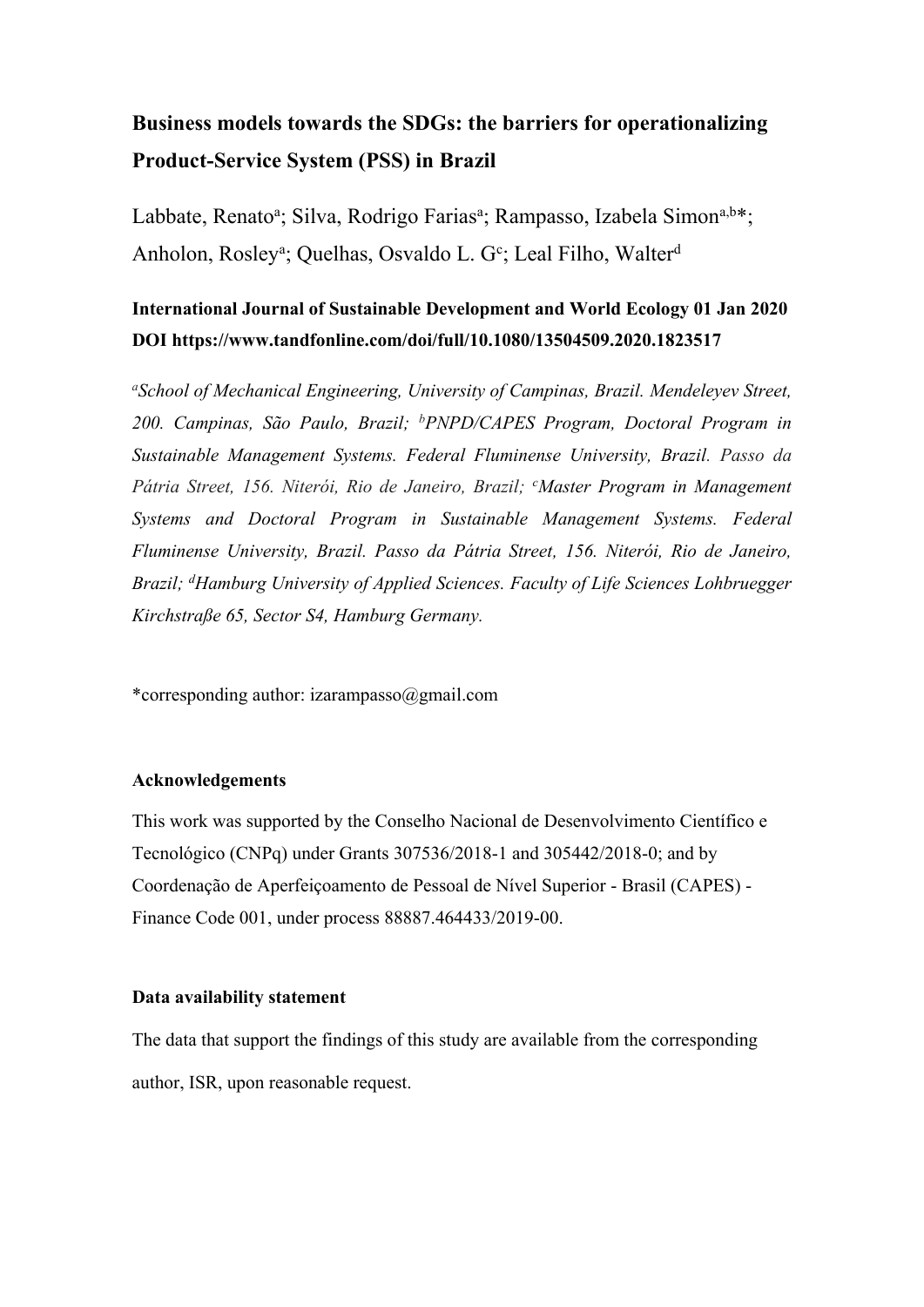# Business models towards the SDGs: the barriers for operationalizing Product-Service System (PSS) in Brazil

Labbate, Renato[a]; Silva, Rodrigo Farias[a]; Rampasso, Izabela Simon[a,b]*; Anholon, Rosley[a]; Quelhas, Osvaldo L. G[c]; Leal Filho, Walter[d]

**International Journal of Sustainable Development and World Ecology 01 Jan 2020**
**DOI https://www.tandfonline.com/doi/full/10.1080/13504509.2020.1823517**

*[a]School of Mechanical Engineering, University of Campinas, Brazil. Mendeleyev Street, 200. Campinas, São Paulo, Brazil; [b]PNPD/CAPES Program, Doctoral Program in Sustainable Management Systems. Federal Fluminense University, Brazil. Passo da Pátria Street, 156. Niterói, Rio de Janeiro, Brazil; [c]Master Program in Management Systems and Doctoral Program in Sustainable Management Systems. Federal Fluminense University, Brazil. Passo da Pátria Street, 156. Niterói, Rio de Janeiro, Brazil; [d]Hamburg University of Applied Sciences. Faculty of Life Sciences Lohbruegger Kirchstraße 65, Sector S4, Hamburg Germany.*

*corresponding author: izarampasso@gmail.com

**Acknowledgements**

This work was supported by the Conselho Nacional de Desenvolvimento Científico e Tecnológico (CNPq) under Grants 307536/2018-1 and 305442/2018-0; and by Coordenação de Aperfeiçoamento de Pessoal de Nível Superior - Brasil (CAPES) - Finance Code 001, under process 88887.464433/2019-00.

**Data availability statement**

The data that support the findings of this study are available from the corresponding author, ISR, upon reasonable request.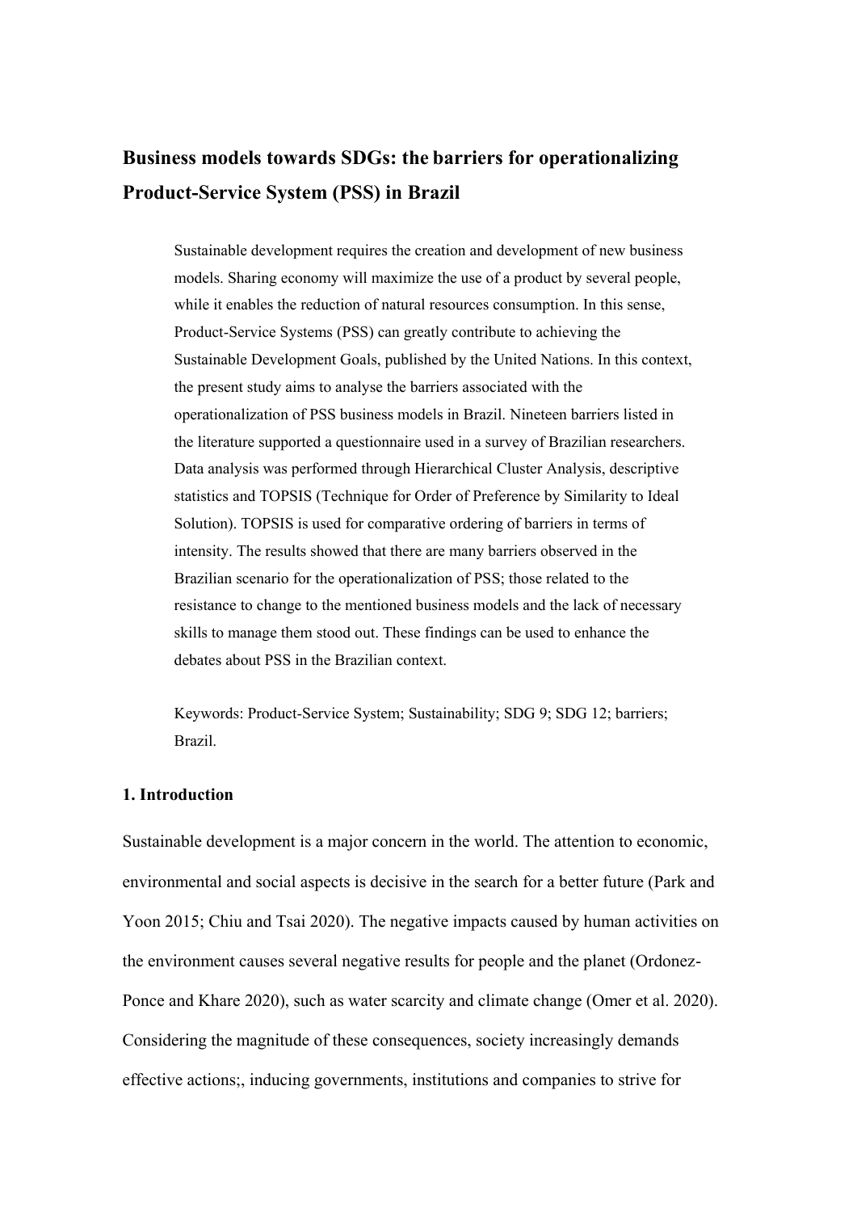# Business models towards SDGs: the barriers for operationalizing Product-Service System (PSS) in Brazil

Sustainable development requires the creation and development of new business models. Sharing economy will maximize the use of a product by several people, while it enables the reduction of natural resources consumption. In this sense, Product-Service Systems (PSS) can greatly contribute to achieving the Sustainable Development Goals, published by the United Nations. In this context, the present study aims to analyse the barriers associated with the operationalization of PSS business models in Brazil. Nineteen barriers listed in the literature supported a questionnaire used in a survey of Brazilian researchers. Data analysis was performed through Hierarchical Cluster Analysis, descriptive statistics and TOPSIS (Technique for Order of Preference by Similarity to Ideal Solution). TOPSIS is used for comparative ordering of barriers in terms of intensity. The results showed that there are many barriers observed in the Brazilian scenario for the operationalization of PSS; those related to the resistance to change to the mentioned business models and the lack of necessary skills to manage them stood out. These findings can be used to enhance the debates about PSS in the Brazilian context.

Keywords: Product-Service System; Sustainability; SDG 9; SDG 12; barriers; Brazil.

## 1. Introduction

Sustainable development is a major concern in the world. The attention to economic, environmental and social aspects is decisive in the search for a better future (Park and Yoon 2015; Chiu and Tsai 2020). The negative impacts caused by human activities on the environment causes several negative results for people and the planet (Ordonez-Ponce and Khare 2020), such as water scarcity and climate change (Omer et al. 2020). Considering the magnitude of these consequences, society increasingly demands effective actions;, inducing governments, institutions and companies to strive for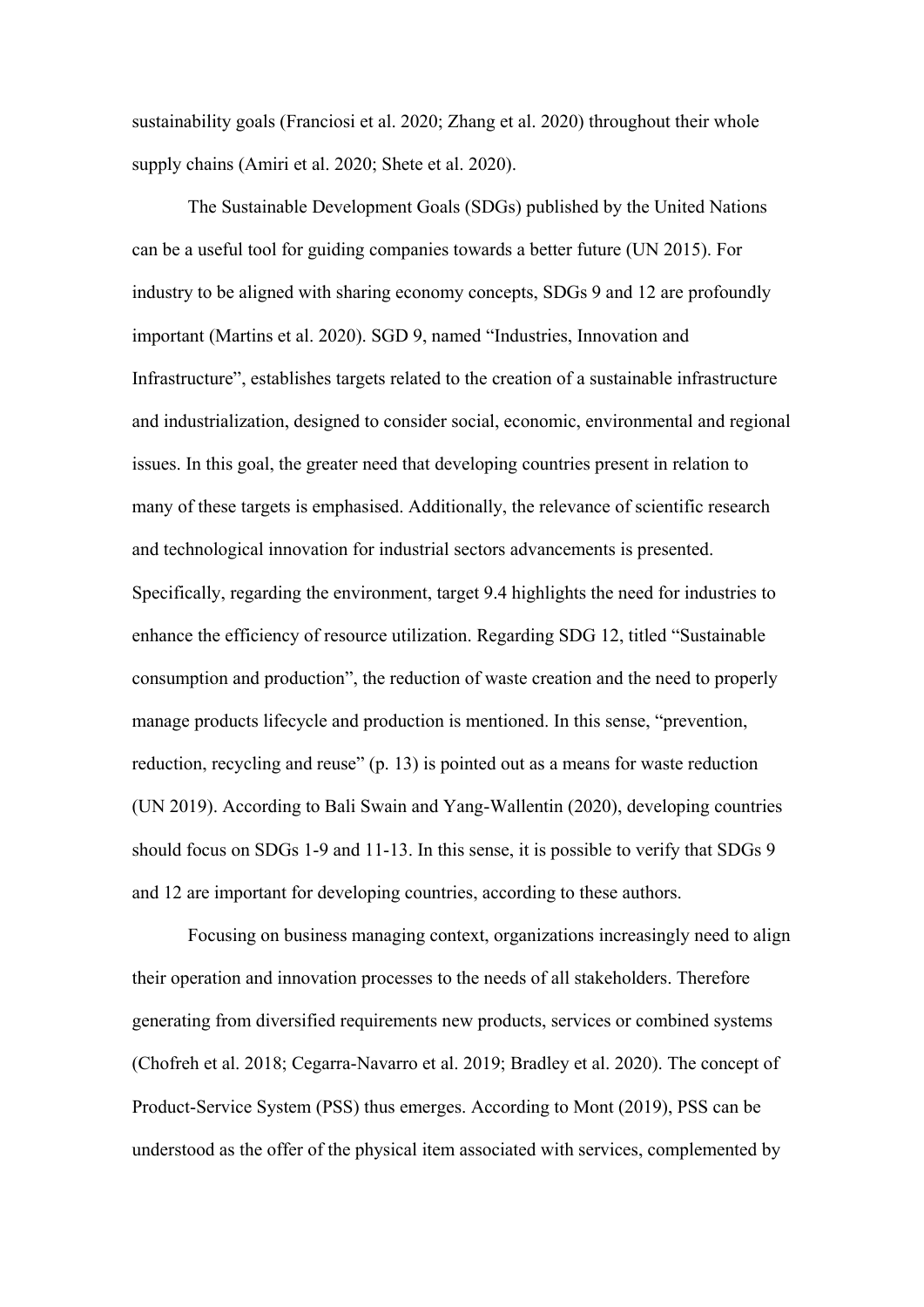sustainability goals (Franciosi et al. 2020; Zhang et al. 2020) throughout their whole supply chains (Amiri et al. 2020; Shete et al. 2020).

The Sustainable Development Goals (SDGs) published by the United Nations can be a useful tool for guiding companies towards a better future (UN 2015). For industry to be aligned with sharing economy concepts, SDGs 9 and 12 are profoundly important (Martins et al. 2020). SGD 9, named "Industries, Innovation and Infrastructure", establishes targets related to the creation of a sustainable infrastructure and industrialization, designed to consider social, economic, environmental and regional issues. In this goal, the greater need that developing countries present in relation to many of these targets is emphasised. Additionally, the relevance of scientific research and technological innovation for industrial sectors advancements is presented. Specifically, regarding the environment, target 9.4 highlights the need for industries to enhance the efficiency of resource utilization. Regarding SDG 12, titled "Sustainable consumption and production", the reduction of waste creation and the need to properly manage products lifecycle and production is mentioned. In this sense, "prevention, reduction, recycling and reuse" (p. 13) is pointed out as a means for waste reduction (UN 2019). According to Bali Swain and Yang-Wallentin (2020), developing countries should focus on SDGs 1-9 and 11-13. In this sense, it is possible to verify that SDGs 9 and 12 are important for developing countries, according to these authors.

Focusing on business managing context, organizations increasingly need to align their operation and innovation processes to the needs of all stakeholders. Therefore generating from diversified requirements new products, services or combined systems (Chofreh et al. 2018; Cegarra-Navarro et al. 2019; Bradley et al. 2020). The concept of Product-Service System (PSS) thus emerges. According to Mont (2019), PSS can be understood as the offer of the physical item associated with services, complemented by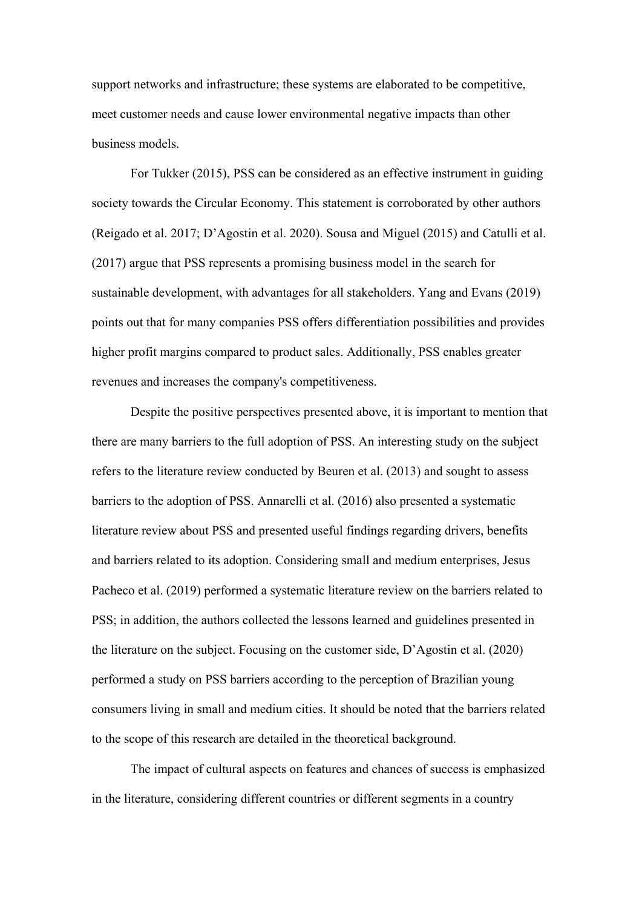support networks and infrastructure; these systems are elaborated to be competitive, meet customer needs and cause lower environmental negative impacts than other business models.

For Tukker (2015), PSS can be considered as an effective instrument in guiding society towards the Circular Economy. This statement is corroborated by other authors (Reigado et al. 2017; D'Agostin et al. 2020). Sousa and Miguel (2015) and Catulli et al. (2017) argue that PSS represents a promising business model in the search for sustainable development, with advantages for all stakeholders. Yang and Evans (2019) points out that for many companies PSS offers differentiation possibilities and provides higher profit margins compared to product sales. Additionally, PSS enables greater revenues and increases the company's competitiveness.

Despite the positive perspectives presented above, it is important to mention that there are many barriers to the full adoption of PSS. An interesting study on the subject refers to the literature review conducted by Beuren et al. (2013) and sought to assess barriers to the adoption of PSS. Annarelli et al. (2016) also presented a systematic literature review about PSS and presented useful findings regarding drivers, benefits and barriers related to its adoption. Considering small and medium enterprises, Jesus Pacheco et al. (2019) performed a systematic literature review on the barriers related to PSS; in addition, the authors collected the lessons learned and guidelines presented in the literature on the subject. Focusing on the customer side, D'Agostin et al. (2020) performed a study on PSS barriers according to the perception of Brazilian young consumers living in small and medium cities. It should be noted that the barriers related to the scope of this research are detailed in the theoretical background.

The impact of cultural aspects on features and chances of success is emphasized in the literature, considering different countries or different segments in a country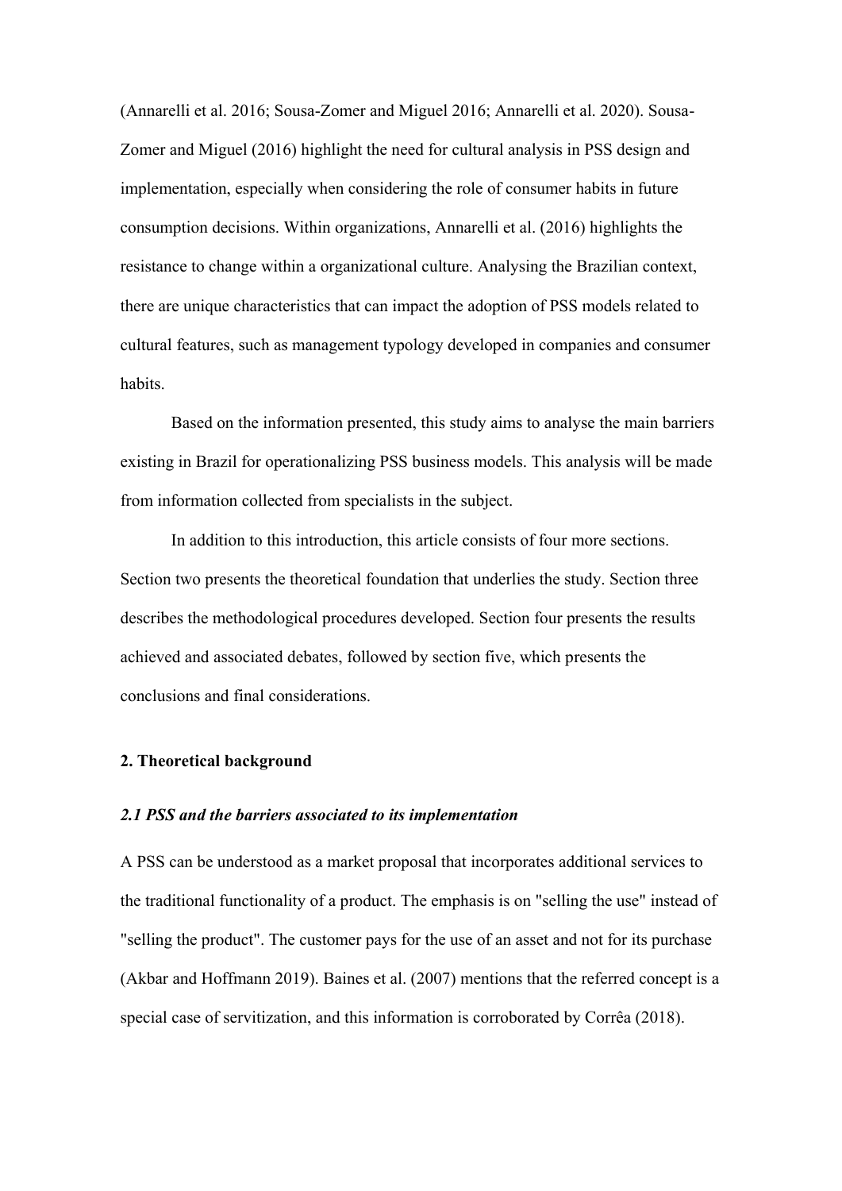(Annarelli et al. 2016; Sousa-Zomer and Miguel 2016; Annarelli et al. 2020). Sousa-Zomer and Miguel (2016) highlight the need for cultural analysis in PSS design and implementation, especially when considering the role of consumer habits in future consumption decisions. Within organizations, Annarelli et al. (2016) highlights the resistance to change within a organizational culture. Analysing the Brazilian context, there are unique characteristics that can impact the adoption of PSS models related to cultural features, such as management typology developed in companies and consumer habits.

Based on the information presented, this study aims to analyse the main barriers existing in Brazil for operationalizing PSS business models. This analysis will be made from information collected from specialists in the subject.

In addition to this introduction, this article consists of four more sections. Section two presents the theoretical foundation that underlies the study. Section three describes the methodological procedures developed. Section four presents the results achieved and associated debates, followed by section five, which presents the conclusions and final considerations.

## 2. Theoretical background

### *2.1 PSS and the barriers associated to its implementation*

A PSS can be understood as a market proposal that incorporates additional services to the traditional functionality of a product. The emphasis is on "selling the use" instead of "selling the product". The customer pays for the use of an asset and not for its purchase (Akbar and Hoffmann 2019). Baines et al. (2007) mentions that the referred concept is a special case of servitization, and this information is corroborated by Corrêa (2018).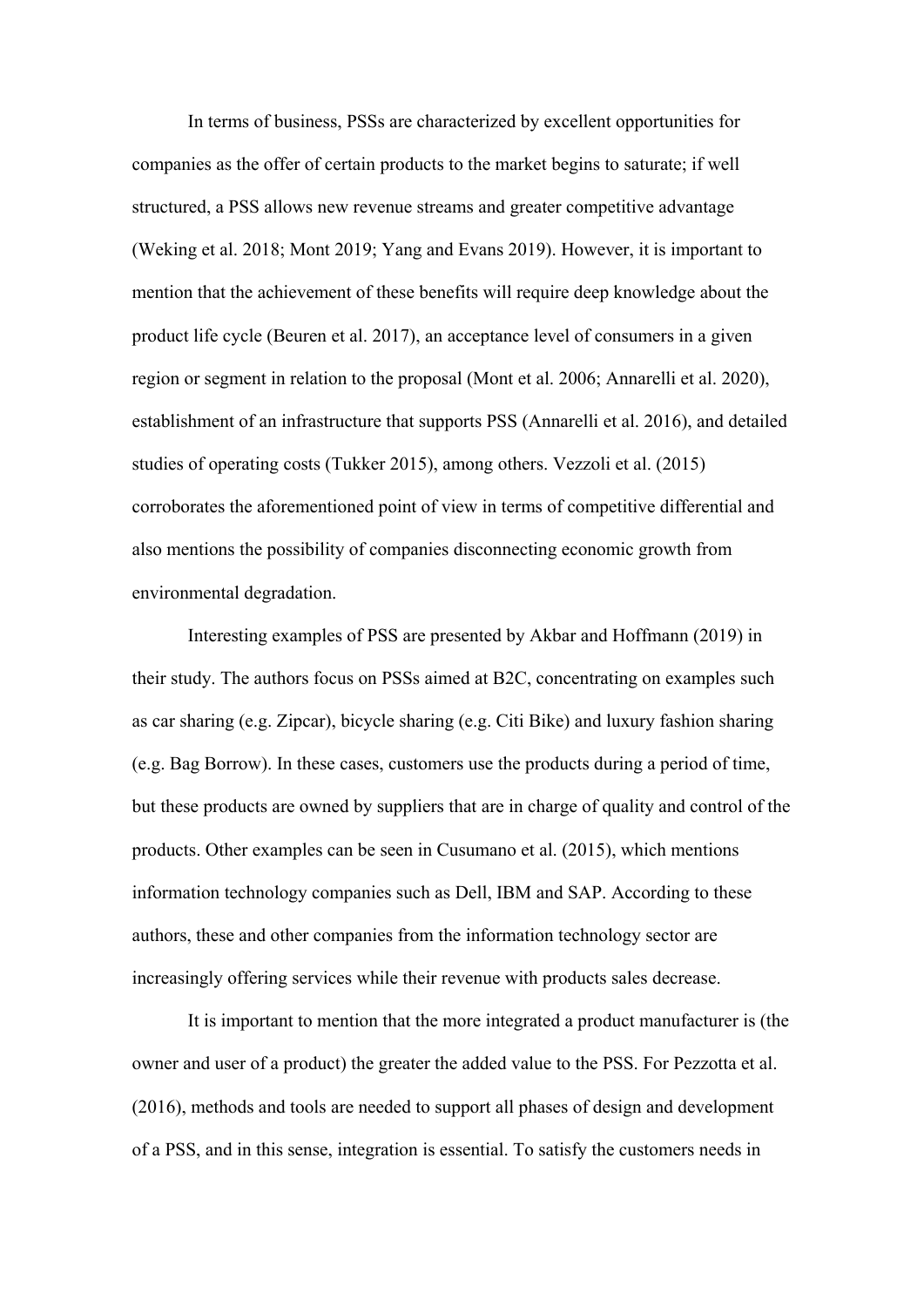In terms of business, PSSs are characterized by excellent opportunities for companies as the offer of certain products to the market begins to saturate; if well structured, a PSS allows new revenue streams and greater competitive advantage (Weking et al. 2018; Mont 2019; Yang and Evans 2019). However, it is important to mention that the achievement of these benefits will require deep knowledge about the product life cycle (Beuren et al. 2017), an acceptance level of consumers in a given region or segment in relation to the proposal (Mont et al. 2006; Annarelli et al. 2020), establishment of an infrastructure that supports PSS (Annarelli et al. 2016), and detailed studies of operating costs (Tukker 2015), among others. Vezzoli et al. (2015) corroborates the aforementioned point of view in terms of competitive differential and also mentions the possibility of companies disconnecting economic growth from environmental degradation.

Interesting examples of PSS are presented by Akbar and Hoffmann (2019) in their study. The authors focus on PSSs aimed at B2C, concentrating on examples such as car sharing (e.g. Zipcar), bicycle sharing (e.g. Citi Bike) and luxury fashion sharing (e.g. Bag Borrow). In these cases, customers use the products during a period of time, but these products are owned by suppliers that are in charge of quality and control of the products. Other examples can be seen in Cusumano et al. (2015), which mentions information technology companies such as Dell, IBM and SAP. According to these authors, these and other companies from the information technology sector are increasingly offering services while their revenue with products sales decrease.

It is important to mention that the more integrated a product manufacturer is (the owner and user of a product) the greater the added value to the PSS. For Pezzotta et al. (2016), methods and tools are needed to support all phases of design and development of a PSS, and in this sense, integration is essential. To satisfy the customers needs in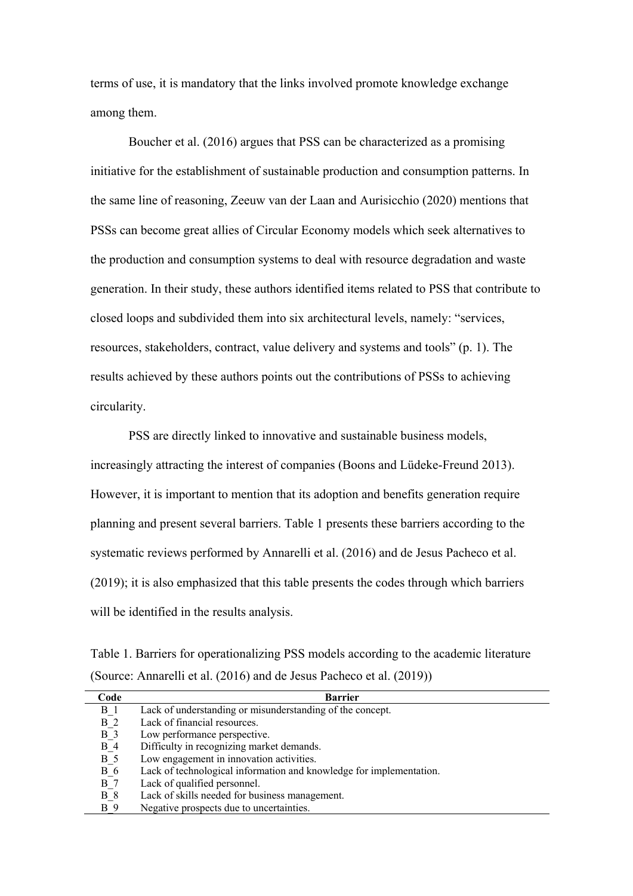terms of use, it is mandatory that the links involved promote knowledge exchange among them.

Boucher et al. (2016) argues that PSS can be characterized as a promising initiative for the establishment of sustainable production and consumption patterns. In the same line of reasoning, Zeeuw van der Laan and Aurisicchio (2020) mentions that PSSs can become great allies of Circular Economy models which seek alternatives to the production and consumption systems to deal with resource degradation and waste generation. In their study, these authors identified items related to PSS that contribute to closed loops and subdivided them into six architectural levels, namely: "services, resources, stakeholders, contract, value delivery and systems and tools" (p. 1). The results achieved by these authors points out the contributions of PSSs to achieving circularity.

PSS are directly linked to innovative and sustainable business models, increasingly attracting the interest of companies (Boons and Lüdeke-Freund 2013). However, it is important to mention that its adoption and benefits generation require planning and present several barriers. Table 1 presents these barriers according to the systematic reviews performed by Annarelli et al. (2016) and de Jesus Pacheco et al. (2019); it is also emphasized that this table presents the codes through which barriers will be identified in the results analysis.

Table 1. Barriers for operationalizing PSS models according to the academic literature (Source: Annarelli et al. (2016) and de Jesus Pacheco et al. (2019))

| Code | Barrier |
|---|---|
| B_1 | Lack of understanding or misunderstanding of the concept. |
| B_2 | Lack of financial resources. |
| B_3 | Low performance perspective. |
| B_4 | Difficulty in recognizing market demands. |
| B_5 | Low engagement in innovation activities. |
| B_6 | Lack of technological information and knowledge for implementation. |
| B_7 | Lack of qualified personnel. |
| B_8 | Lack of skills needed for business management. |
| B_9 | Negative prospects due to uncertainties. |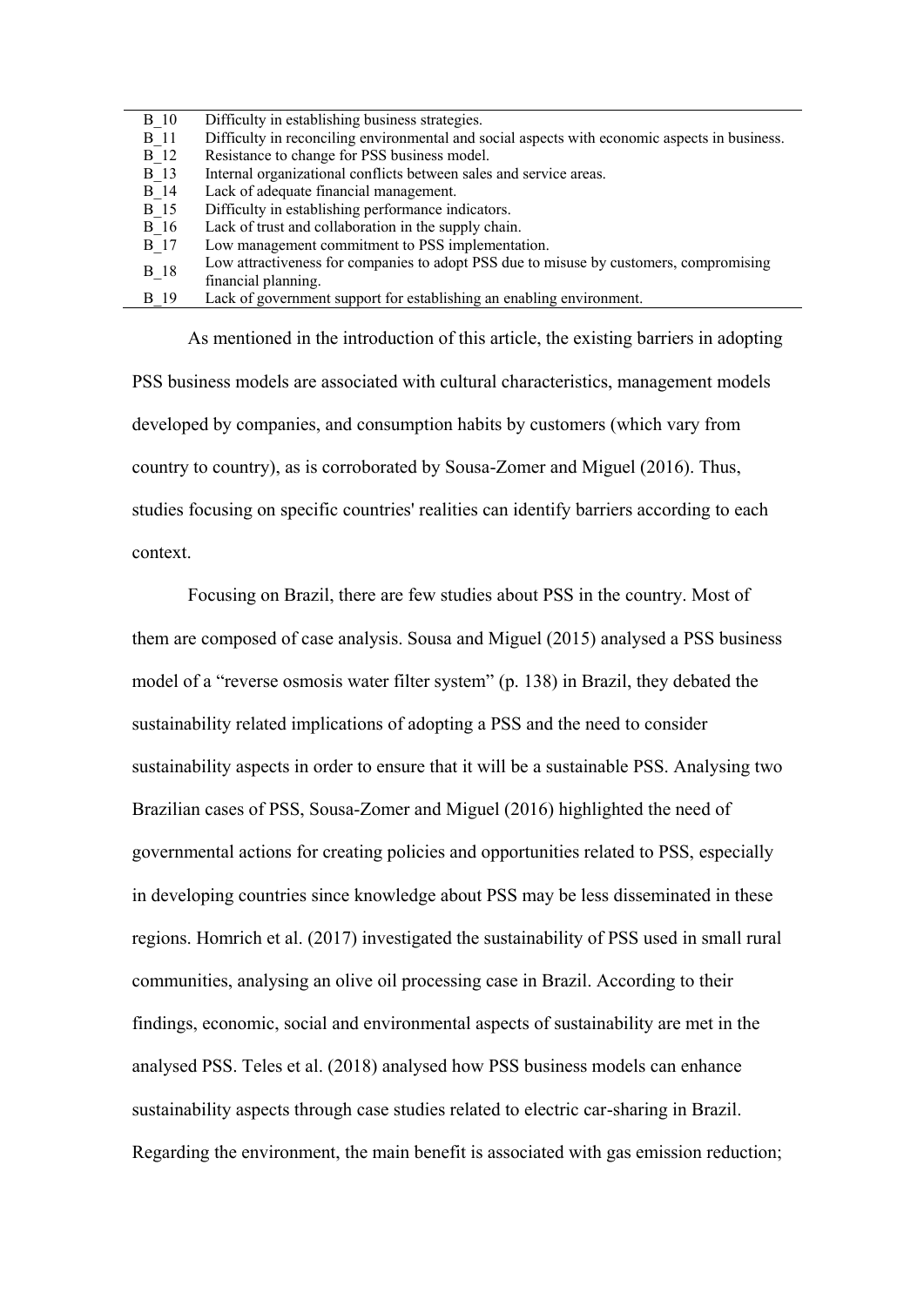| | |
|---|---|
| B_10 | Difficulty in establishing business strategies. |
| B_11 | Difficulty in reconciling environmental and social aspects with economic aspects in business. |
| B_12 | Resistance to change for PSS business model. |
| B_13 | Internal organizational conflicts between sales and service areas. |
| B_14 | Lack of adequate financial management. |
| B_15 | Difficulty in establishing performance indicators. |
| B_16 | Lack of trust and collaboration in the supply chain. |
| B_17 | Low management commitment to PSS implementation. |
| B_18 | Low attractiveness for companies to adopt PSS due to misuse by customers, compromising financial planning. |
| B_19 | Lack of government support for establishing an enabling environment. |

As mentioned in the introduction of this article, the existing barriers in adopting PSS business models are associated with cultural characteristics, management models developed by companies, and consumption habits by customers (which vary from country to country), as is corroborated by Sousa-Zomer and Miguel (2016). Thus, studies focusing on specific countries' realities can identify barriers according to each context.

Focusing on Brazil, there are few studies about PSS in the country. Most of them are composed of case analysis. Sousa and Miguel (2015) analysed a PSS business model of a "reverse osmosis water filter system" (p. 138) in Brazil, they debated the sustainability related implications of adopting a PSS and the need to consider sustainability aspects in order to ensure that it will be a sustainable PSS. Analysing two Brazilian cases of PSS, Sousa-Zomer and Miguel (2016) highlighted the need of governmental actions for creating policies and opportunities related to PSS, especially in developing countries since knowledge about PSS may be less disseminated in these regions. Homrich et al. (2017) investigated the sustainability of PSS used in small rural communities, analysing an olive oil processing case in Brazil. According to their findings, economic, social and environmental aspects of sustainability are met in the analysed PSS. Teles et al. (2018) analysed how PSS business models can enhance sustainability aspects through case studies related to electric car-sharing in Brazil. Regarding the environment, the main benefit is associated with gas emission reduction;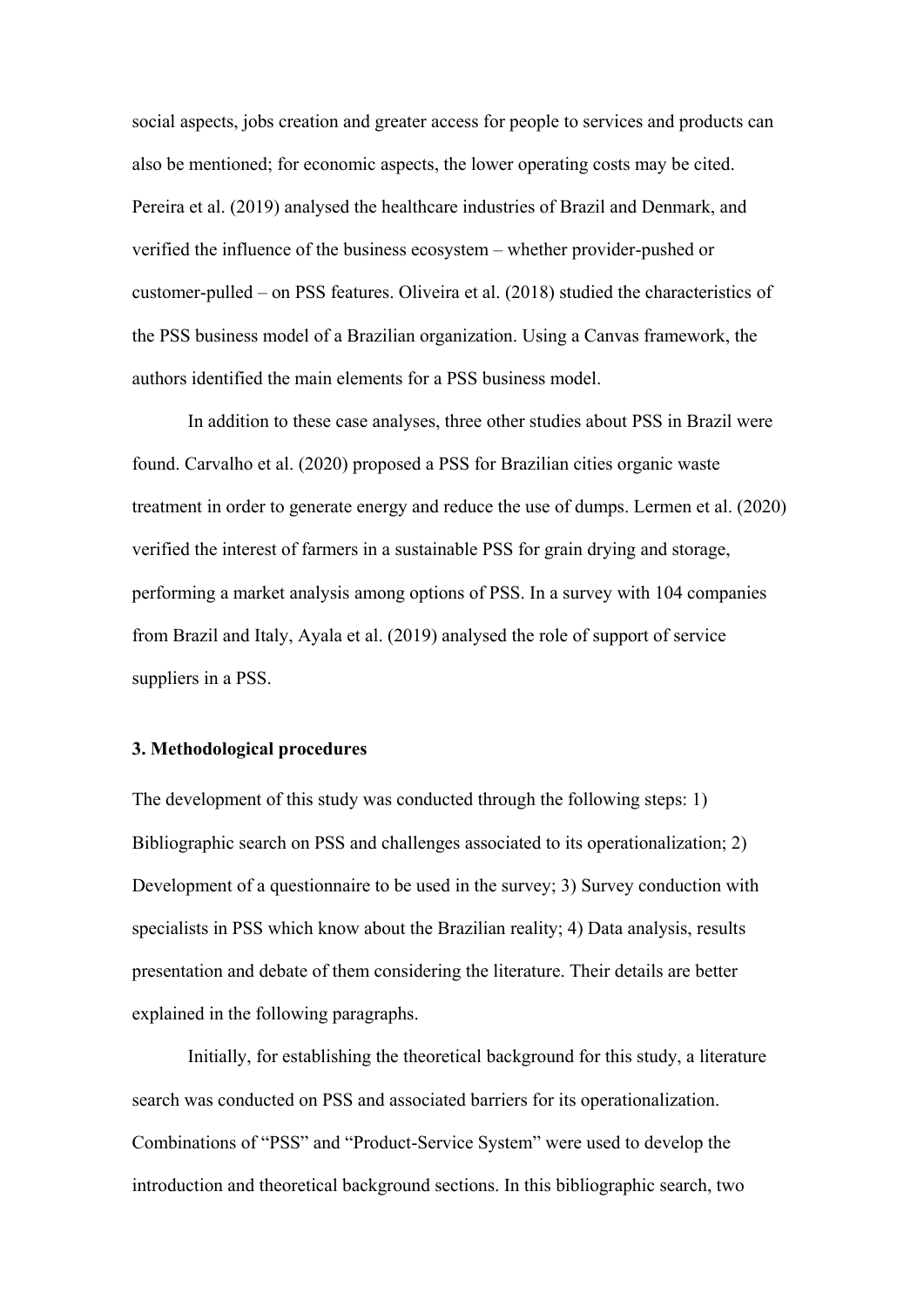social aspects, jobs creation and greater access for people to services and products can also be mentioned; for economic aspects, the lower operating costs may be cited. Pereira et al. (2019) analysed the healthcare industries of Brazil and Denmark, and verified the influence of the business ecosystem – whether provider-pushed or customer-pulled – on PSS features. Oliveira et al. (2018) studied the characteristics of the PSS business model of a Brazilian organization. Using a Canvas framework, the authors identified the main elements for a PSS business model.

In addition to these case analyses, three other studies about PSS in Brazil were found. Carvalho et al. (2020) proposed a PSS for Brazilian cities organic waste treatment in order to generate energy and reduce the use of dumps. Lermen et al. (2020) verified the interest of farmers in a sustainable PSS for grain drying and storage, performing a market analysis among options of PSS. In a survey with 104 companies from Brazil and Italy, Ayala et al. (2019) analysed the role of support of service suppliers in a PSS.

## 3. Methodological procedures

The development of this study was conducted through the following steps: 1) Bibliographic search on PSS and challenges associated to its operationalization; 2) Development of a questionnaire to be used in the survey; 3) Survey conduction with specialists in PSS which know about the Brazilian reality; 4) Data analysis, results presentation and debate of them considering the literature. Their details are better explained in the following paragraphs.

Initially, for establishing the theoretical background for this study, a literature search was conducted on PSS and associated barriers for its operationalization. Combinations of "PSS" and "Product-Service System" were used to develop the introduction and theoretical background sections. In this bibliographic search, two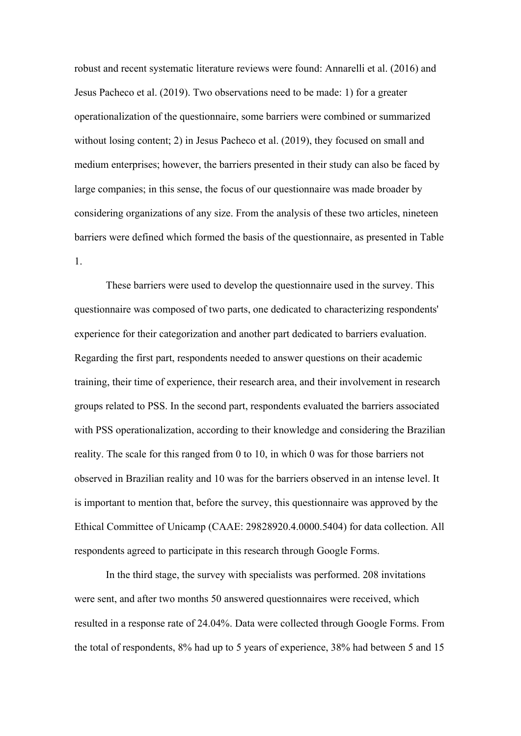robust and recent systematic literature reviews were found: Annarelli et al. (2016) and Jesus Pacheco et al. (2019). Two observations need to be made: 1) for a greater operationalization of the questionnaire, some barriers were combined or summarized without losing content; 2) in Jesus Pacheco et al. (2019), they focused on small and medium enterprises; however, the barriers presented in their study can also be faced by large companies; in this sense, the focus of our questionnaire was made broader by considering organizations of any size. From the analysis of these two articles, nineteen barriers were defined which formed the basis of the questionnaire, as presented in Table 1.

These barriers were used to develop the questionnaire used in the survey. This questionnaire was composed of two parts, one dedicated to characterizing respondents' experience for their categorization and another part dedicated to barriers evaluation. Regarding the first part, respondents needed to answer questions on their academic training, their time of experience, their research area, and their involvement in research groups related to PSS. In the second part, respondents evaluated the barriers associated with PSS operationalization, according to their knowledge and considering the Brazilian reality. The scale for this ranged from 0 to 10, in which 0 was for those barriers not observed in Brazilian reality and 10 was for the barriers observed in an intense level. It is important to mention that, before the survey, this questionnaire was approved by the Ethical Committee of Unicamp (CAAE: 29828920.4.0000.5404) for data collection. All respondents agreed to participate in this research through Google Forms.

In the third stage, the survey with specialists was performed. 208 invitations were sent, and after two months 50 answered questionnaires were received, which resulted in a response rate of 24.04%. Data were collected through Google Forms. From the total of respondents, 8% had up to 5 years of experience, 38% had between 5 and 15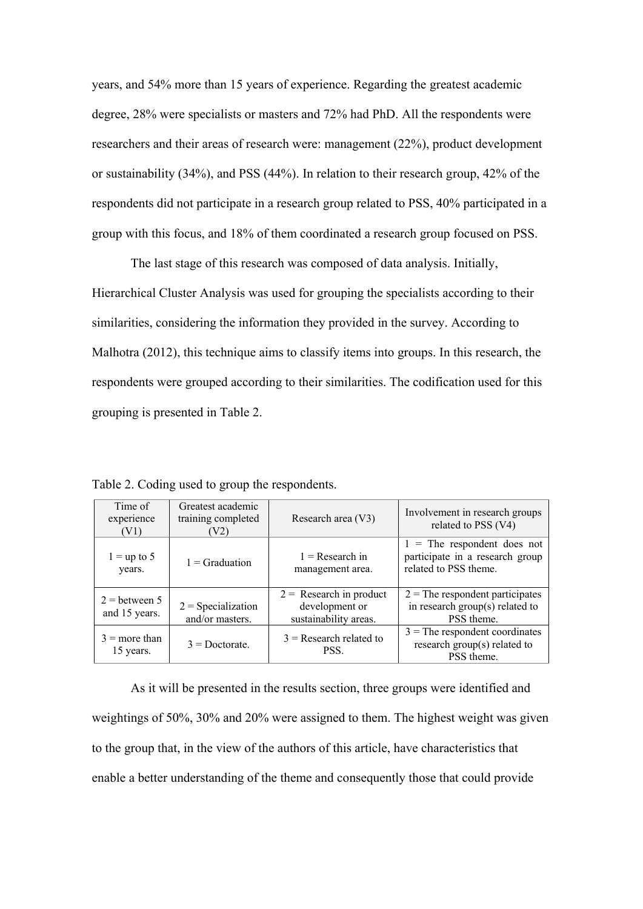years, and 54% more than 15 years of experience. Regarding the greatest academic degree, 28% were specialists or masters and 72% had PhD. All the respondents were researchers and their areas of research were: management (22%), product development or sustainability (34%), and PSS (44%). In relation to their research group, 42% of the respondents did not participate in a research group related to PSS, 40% participated in a group with this focus, and 18% of them coordinated a research group focused on PSS.

The last stage of this research was composed of data analysis. Initially, Hierarchical Cluster Analysis was used for grouping the specialists according to their similarities, considering the information they provided in the survey. According to Malhotra (2012), this technique aims to classify items into groups. In this research, the respondents were grouped according to their similarities. The codification used for this grouping is presented in Table 2.

Table 2. Coding used to group the respondents.

| Time of experience (V1) | Greatest academic training completed (V2) | Research area (V3) | Involvement in research groups related to PSS (V4) |
|---|---|---|---|
| 1 = up to 5 years. | 1 = Graduation | 1 = Research in management area. | 1 = The respondent does not participate in a research group related to PSS theme. |
| 2 = between 5 and 15 years. | 2 = Specialization and/or masters. | 2 = Research in product development or sustainability areas. | 2 = The respondent participates in research group(s) related to PSS theme. |
| 3 = more than 15 years. | 3 = Doctorate. | 3 = Research related to PSS. | 3 = The respondent coordinates research group(s) related to PSS theme. |

As it will be presented in the results section, three groups were identified and weightings of 50%, 30% and 20% were assigned to them. The highest weight was given to the group that, in the view of the authors of this article, have characteristics that enable a better understanding of the theme and consequently those that could provide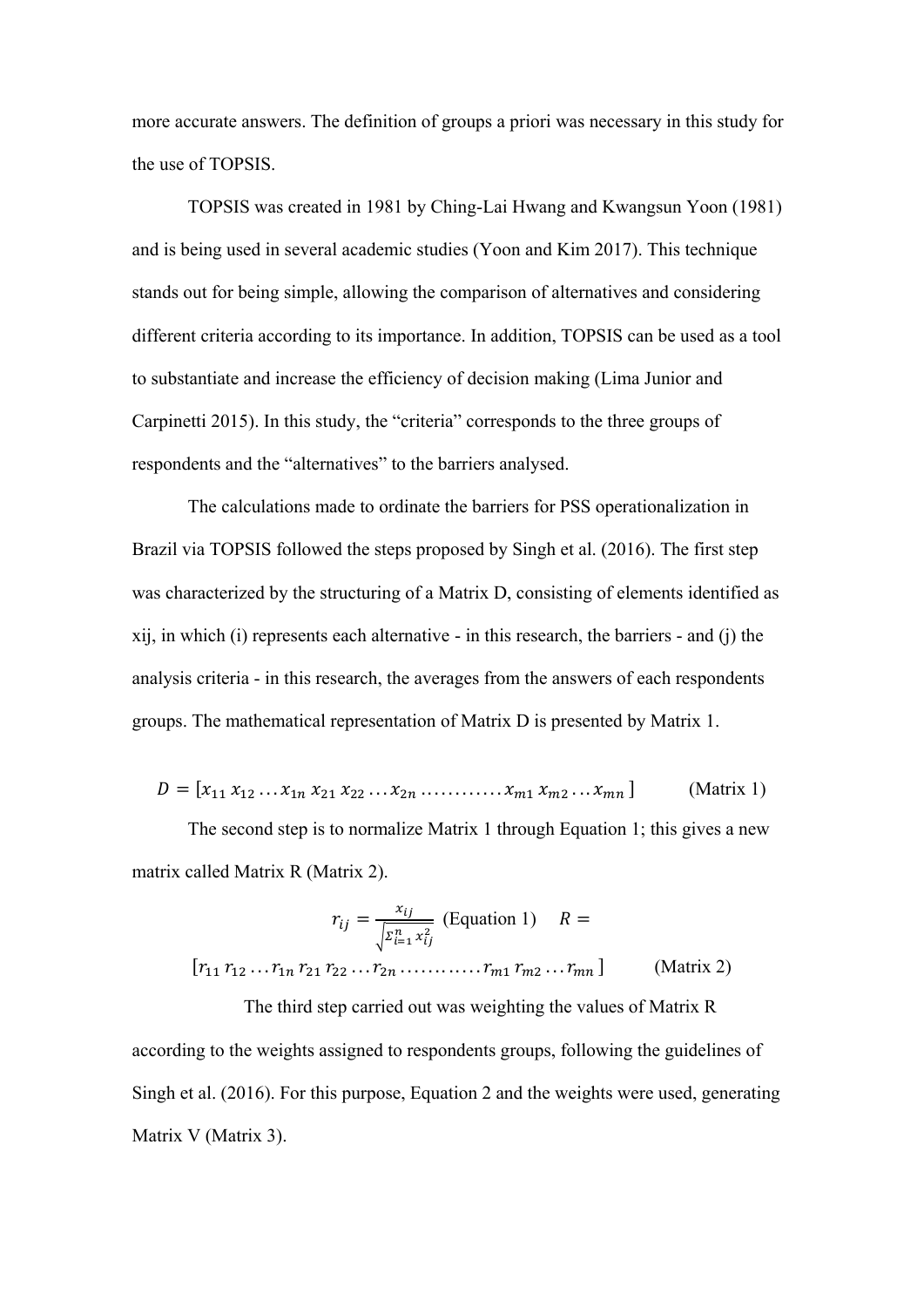more accurate answers. The definition of groups a priori was necessary in this study for the use of TOPSIS.

TOPSIS was created in 1981 by Ching-Lai Hwang and Kwangsun Yoon (1981) and is being used in several academic studies (Yoon and Kim 2017). This technique stands out for being simple, allowing the comparison of alternatives and considering different criteria according to its importance. In addition, TOPSIS can be used as a tool to substantiate and increase the efficiency of decision making (Lima Junior and Carpinetti 2015). In this study, the "criteria" corresponds to the three groups of respondents and the "alternatives" to the barriers analysed.

The calculations made to ordinate the barriers for PSS operationalization in Brazil via TOPSIS followed the steps proposed by Singh et al. (2016). The first step was characterized by the structuring of a Matrix D, consisting of elements identified as xij, in which (i) represents each alternative - in this research, the barriers - and (j) the analysis criteria - in this research, the averages from the answers of each respondents groups. The mathematical representation of Matrix D is presented by Matrix 1.

$$D = [x_{11}\, x_{12} \ldots x_{1n}\, x_{21}\, x_{22} \ldots x_{2n} \ldots\ldots\ldots\ldots x_{m1}\, x_{m2} \ldots x_{mn}] \qquad \text{(Matrix 1)}$$

The second step is to normalize Matrix 1 through Equation 1; this gives a new matrix called Matrix R (Matrix 2).

$$r_{ij} = \frac{x_{ij}}{\sqrt{\Sigma_{i=1}^{n} x_{ij}^{2}}} \quad \text{(Equation 1)} \qquad R =$$

$$[r_{11}\, r_{12} \ldots r_{1n}\, r_{21}\, r_{22} \ldots r_{2n} \ldots\ldots\ldots\ldots r_{m1}\, r_{m2} \ldots r_{mn}] \qquad \text{(Matrix 2)}$$

The third step carried out was weighting the values of Matrix R according to the weights assigned to respondents groups, following the guidelines of Singh et al. (2016). For this purpose, Equation 2 and the weights were used, generating Matrix V (Matrix 3).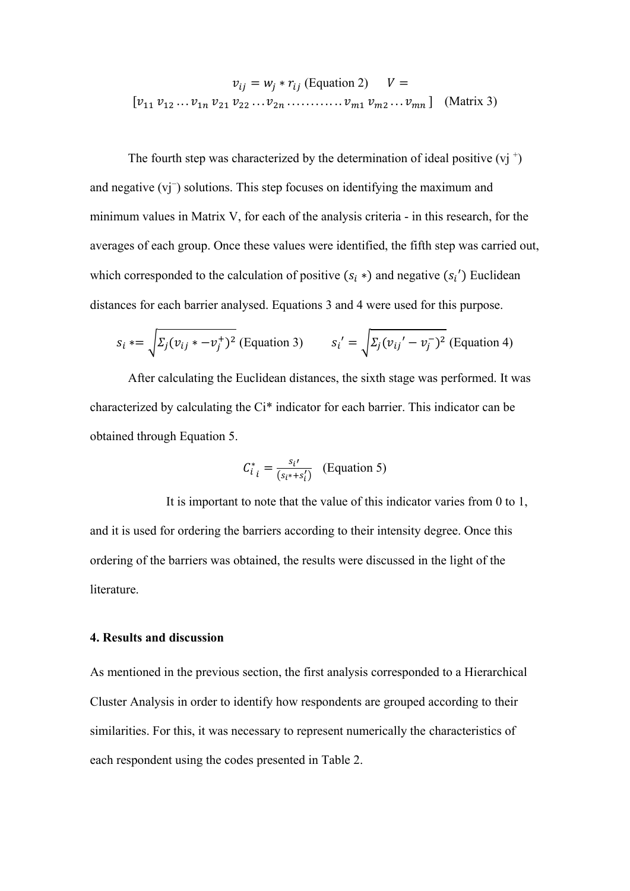$v_{ij} = w_j * r_{ij}$ (Equation 2) $V = [v_{11}\ v_{12} \ldots v_{1n}\ v_{21}\ v_{22} \ldots v_{2n} \ldots\ldots\ldots\ldots v_{m1}\ v_{m2} \ldots v_{mn}]$ (Matrix 3)

The fourth step was characterized by the determination of ideal positive ($v_j^+$) and negative ($v_j^-$) solutions. This step focuses on identifying the maximum and minimum values in Matrix V, for each of the analysis criteria - in this research, for the averages of each group. Once these values were identified, the fifth step was carried out, which corresponded to the calculation of positive ($s_i *$) and negative ($s_i'$) Euclidean distances for each barrier analysed. Equations 3 and 4 were used for this purpose.

$s_i * = \sqrt{\Sigma_j (v_{ij} * - v_j^+)^2}$ (Equation 3) $s_i' = \sqrt{\Sigma_j (v_{ij}' - v_j^-)^2}$ (Equation 4)

After calculating the Euclidean distances, the sixth stage was performed. It was characterized by calculating the Ci* indicator for each barrier. This indicator can be obtained through Equation 5.

$$C_{i\,i}^{*} = \frac{s_i'}{(s_i * + s_i')} \quad \text{(Equation 5)}$$

It is important to note that the value of this indicator varies from 0 to 1, and it is used for ordering the barriers according to their intensity degree. Once this ordering of the barriers was obtained, the results were discussed in the light of the literature.

## 4. Results and discussion

As mentioned in the previous section, the first analysis corresponded to a Hierarchical Cluster Analysis in order to identify how respondents are grouped according to their similarities. For this, it was necessary to represent numerically the characteristics of each respondent using the codes presented in Table 2.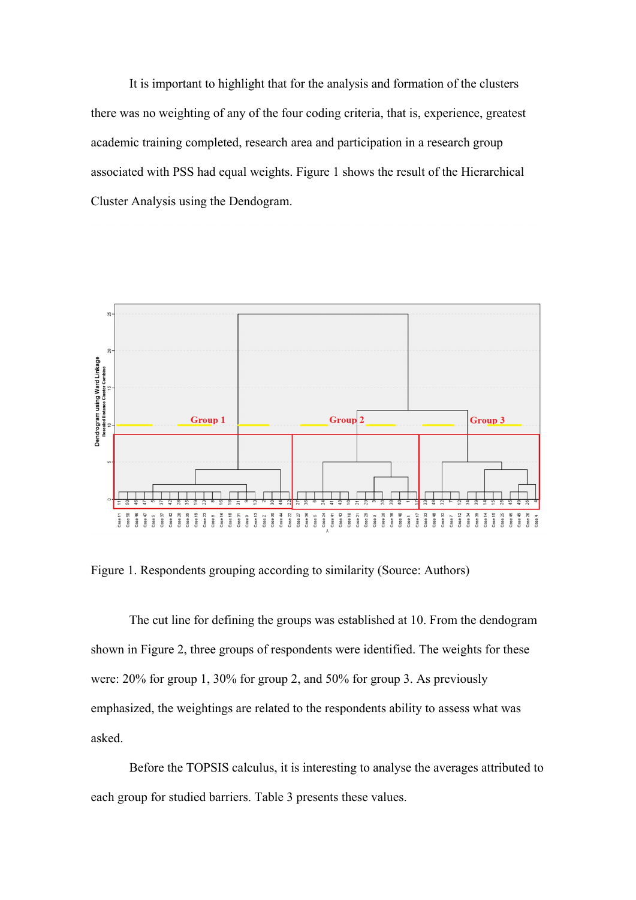It is important to highlight that for the analysis and formation of the clusters there was no weighting of any of the four coding criteria, that is, experience, greatest academic training completed, research area and participation in a research group associated with PSS had equal weights. Figure 1 shows the result of the Hierarchical Cluster Analysis using the Dendogram.

Figure 1. Respondents grouping according to similarity (Source: Authors)

The cut line for defining the groups was established at 10. From the dendogram shown in Figure 2, three groups of respondents were identified. The weights for these were: 20% for group 1, 30% for group 2, and 50% for group 3. As previously emphasized, the weightings are related to the respondents ability to assess what was asked.

Before the TOPSIS calculus, it is interesting to analyse the averages attributed to each group for studied barriers. Table 3 presents these values.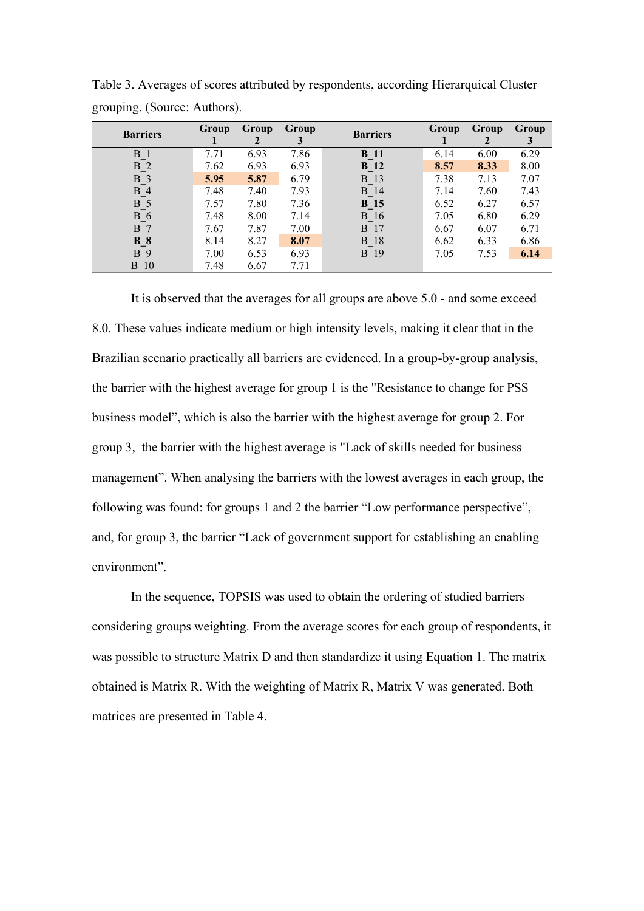Table 3. Averages of scores attributed by respondents, according Hierarquical Cluster grouping. (Source: Authors).

| Barriers | Group 1 | Group 2 | Group 3 | Barriers | Group 1 | Group 2 | Group 3 |
|---|---|---|---|---|---|---|---|
| B_1 | 7.71 | 6.93 | 7.86 | **B_11** | 6.14 | 6.00 | 6.29 |
| B_2 | 7.62 | 6.93 | 6.93 | **B_12** | **8.57** | **8.33** | 8.00 |
| B_3 | **5.95** | **5.87** | 6.79 | B_13 | 7.38 | 7.13 | 7.07 |
| B_4 | 7.48 | 7.40 | 7.93 | B_14 | 7.14 | 7.60 | 7.43 |
| B_5 | 7.57 | 7.80 | 7.36 | **B_15** | 6.52 | 6.27 | 6.57 |
| B_6 | 7.48 | 8.00 | 7.14 | B_16 | 7.05 | 6.80 | 6.29 |
| B_7 | 7.67 | 7.87 | 7.00 | B_17 | 6.67 | 6.07 | 6.71 |
| **B_8** | 8.14 | 8.27 | **8.07** | B_18 | 6.62 | 6.33 | 6.86 |
| B_9 | 7.00 | 6.53 | 6.93 | B_19 | 7.05 | 7.53 | **6.14** |
| B_10 | 7.48 | 6.67 | 7.71 | | | | |

It is observed that the averages for all groups are above 5.0 - and some exceed 8.0. These values indicate medium or high intensity levels, making it clear that in the Brazilian scenario practically all barriers are evidenced. In a group-by-group analysis, the barrier with the highest average for group 1 is the "Resistance to change for PSS business model", which is also the barrier with the highest average for group 2. For group 3, the barrier with the highest average is "Lack of skills needed for business management". When analysing the barriers with the lowest averages in each group, the following was found: for groups 1 and 2 the barrier "Low performance perspective", and, for group 3, the barrier "Lack of government support for establishing an enabling environment".

In the sequence, TOPSIS was used to obtain the ordering of studied barriers considering groups weighting. From the average scores for each group of respondents, it was possible to structure Matrix D and then standardize it using Equation 1. The matrix obtained is Matrix R. With the weighting of Matrix R, Matrix V was generated. Both matrices are presented in Table 4.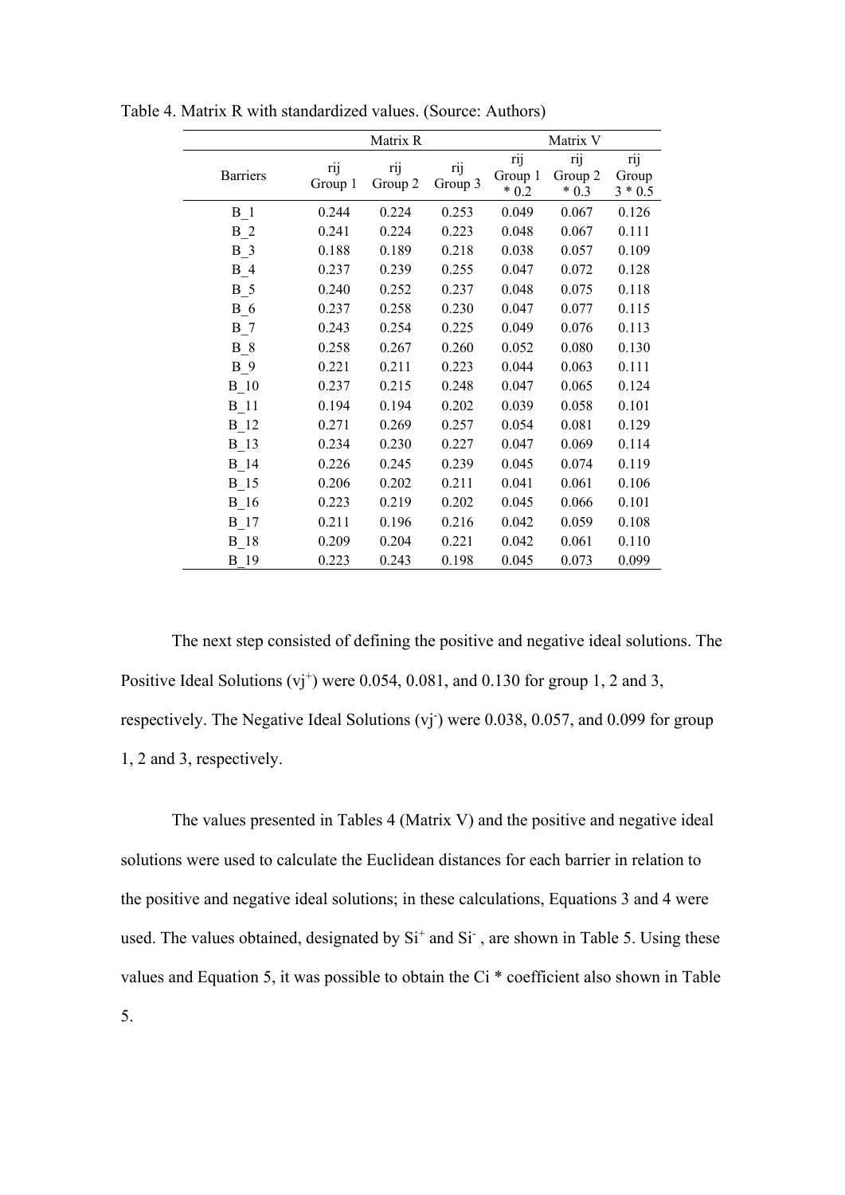Table 4. Matrix R with standardized values. (Source: Authors)

| Barriers | Matrix R | | | Matrix V | | |
|---|---|---|---|---|---|---|
| | rij Group 1 | rij Group 2 | rij Group 3 | rij Group 1 * 0.2 | rij Group 2 * 0.3 | rij Group 3 * 0.5 |
| B_1 | 0.244 | 0.224 | 0.253 | 0.049 | 0.067 | 0.126 |
| B_2 | 0.241 | 0.224 | 0.223 | 0.048 | 0.067 | 0.111 |
| B_3 | 0.188 | 0.189 | 0.218 | 0.038 | 0.057 | 0.109 |
| B_4 | 0.237 | 0.239 | 0.255 | 0.047 | 0.072 | 0.128 |
| B_5 | 0.240 | 0.252 | 0.237 | 0.048 | 0.075 | 0.118 |
| B_6 | 0.237 | 0.258 | 0.230 | 0.047 | 0.077 | 0.115 |
| B_7 | 0.243 | 0.254 | 0.225 | 0.049 | 0.076 | 0.113 |
| B_8 | 0.258 | 0.267 | 0.260 | 0.052 | 0.080 | 0.130 |
| B_9 | 0.221 | 0.211 | 0.223 | 0.044 | 0.063 | 0.111 |
| B_10 | 0.237 | 0.215 | 0.248 | 0.047 | 0.065 | 0.124 |
| B_11 | 0.194 | 0.194 | 0.202 | 0.039 | 0.058 | 0.101 |
| B_12 | 0.271 | 0.269 | 0.257 | 0.054 | 0.081 | 0.129 |
| B_13 | 0.234 | 0.230 | 0.227 | 0.047 | 0.069 | 0.114 |
| B_14 | 0.226 | 0.245 | 0.239 | 0.045 | 0.074 | 0.119 |
| B_15 | 0.206 | 0.202 | 0.211 | 0.041 | 0.061 | 0.106 |
| B_16 | 0.223 | 0.219 | 0.202 | 0.045 | 0.066 | 0.101 |
| B_17 | 0.211 | 0.196 | 0.216 | 0.042 | 0.059 | 0.108 |
| B_18 | 0.209 | 0.204 | 0.221 | 0.042 | 0.061 | 0.110 |
| B_19 | 0.223 | 0.243 | 0.198 | 0.045 | 0.073 | 0.099 |

The next step consisted of defining the positive and negative ideal solutions. The Positive Ideal Solutions ($vj^+$) were 0.054, 0.081, and 0.130 for group 1, 2 and 3, respectively. The Negative Ideal Solutions ($vj^-$) were 0.038, 0.057, and 0.099 for group 1, 2 and 3, respectively.

The values presented in Tables 4 (Matrix V) and the positive and negative ideal solutions were used to calculate the Euclidean distances for each barrier in relation to the positive and negative ideal solutions; in these calculations, Equations 3 and 4 were used. The values obtained, designated by $Si^+$ and $Si^-$ , are shown in Table 5. Using these values and Equation 5, it was possible to obtain the $Ci$ * coefficient also shown in Table 5.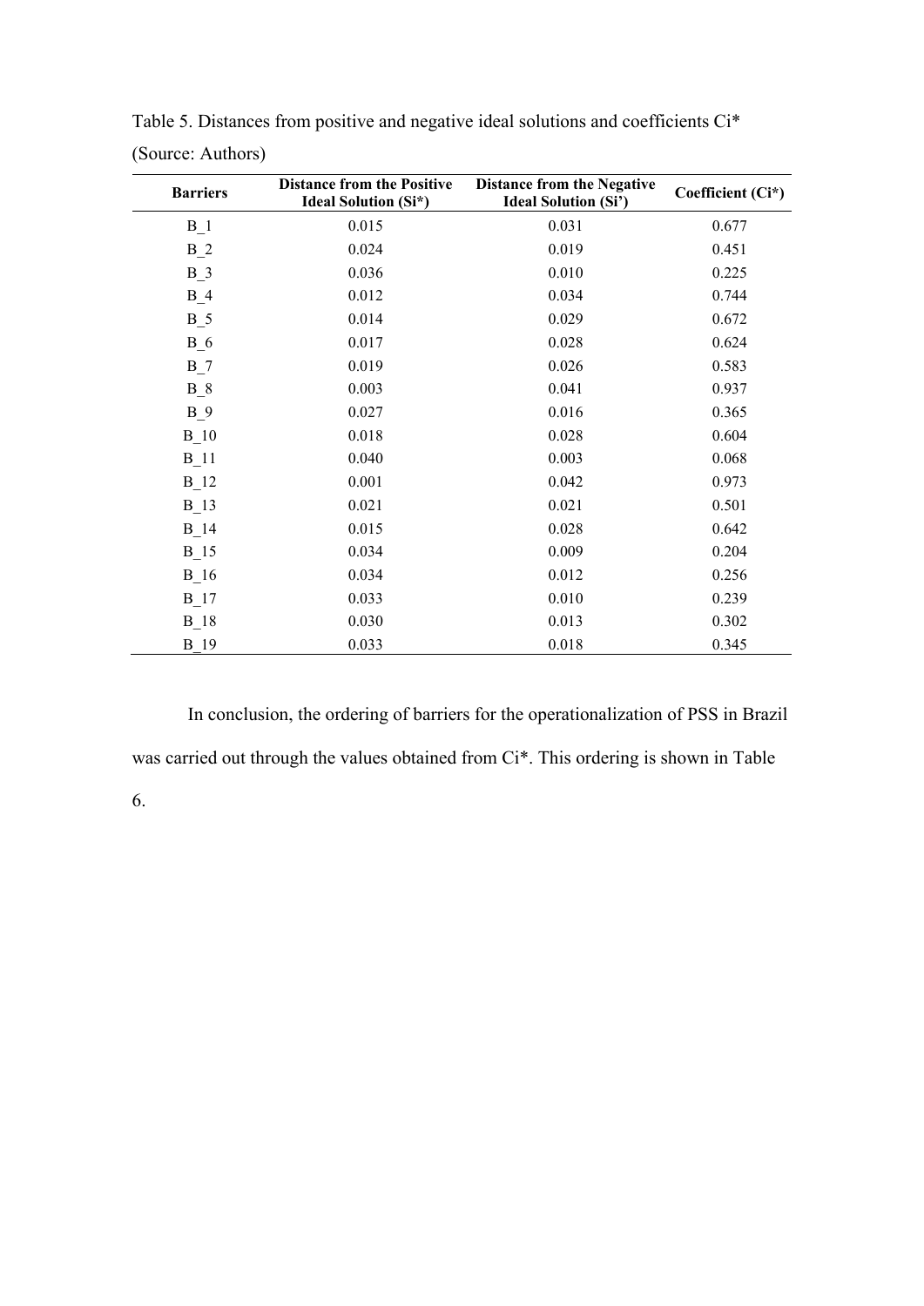Table 5. Distances from positive and negative ideal solutions and coefficients Ci* (Source: Authors)

| Barriers | Distance from the Positive Ideal Solution (Si*) | Distance from the Negative Ideal Solution (Si') | Coefficient (Ci*) |
|---|---|---|---|
| B_1 | 0.015 | 0.031 | 0.677 |
| B_2 | 0.024 | 0.019 | 0.451 |
| B_3 | 0.036 | 0.010 | 0.225 |
| B_4 | 0.012 | 0.034 | 0.744 |
| B_5 | 0.014 | 0.029 | 0.672 |
| B_6 | 0.017 | 0.028 | 0.624 |
| B_7 | 0.019 | 0.026 | 0.583 |
| B_8 | 0.003 | 0.041 | 0.937 |
| B_9 | 0.027 | 0.016 | 0.365 |
| B_10 | 0.018 | 0.028 | 0.604 |
| B_11 | 0.040 | 0.003 | 0.068 |
| B_12 | 0.001 | 0.042 | 0.973 |
| B_13 | 0.021 | 0.021 | 0.501 |
| B_14 | 0.015 | 0.028 | 0.642 |
| B_15 | 0.034 | 0.009 | 0.204 |
| B_16 | 0.034 | 0.012 | 0.256 |
| B_17 | 0.033 | 0.010 | 0.239 |
| B_18 | 0.030 | 0.013 | 0.302 |
| B_19 | 0.033 | 0.018 | 0.345 |

In conclusion, the ordering of barriers for the operationalization of PSS in Brazil was carried out through the values obtained from Ci*. This ordering is shown in Table 6.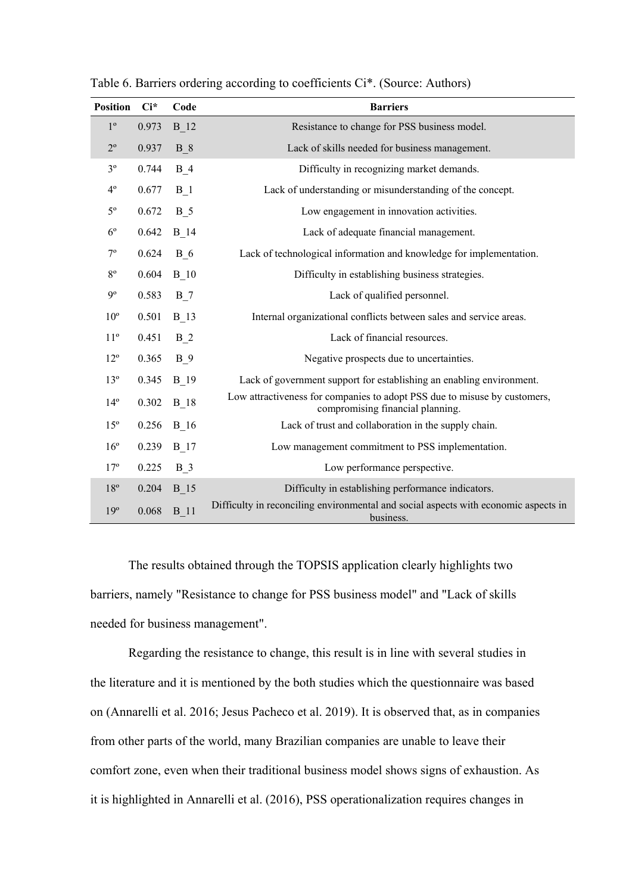Table 6. Barriers ordering according to coefficients Ci*. (Source: Authors)

| Position | Ci* | Code | Barriers |
|---|---|---|---|
| 1º | 0.973 | B_12 | Resistance to change for PSS business model. |
| 2º | 0.937 | B_8 | Lack of skills needed for business management. |
| 3º | 0.744 | B_4 | Difficulty in recognizing market demands. |
| 4º | 0.677 | B_1 | Lack of understanding or misunderstanding of the concept. |
| 5º | 0.672 | B_5 | Low engagement in innovation activities. |
| 6º | 0.642 | B_14 | Lack of adequate financial management. |
| 7º | 0.624 | B_6 | Lack of technological information and knowledge for implementation. |
| 8º | 0.604 | B_10 | Difficulty in establishing business strategies. |
| 9º | 0.583 | B_7 | Lack of qualified personnel. |
| 10º | 0.501 | B_13 | Internal organizational conflicts between sales and service areas. |
| 11º | 0.451 | B_2 | Lack of financial resources. |
| 12º | 0.365 | B_9 | Negative prospects due to uncertainties. |
| 13º | 0.345 | B_19 | Lack of government support for establishing an enabling environment. |
| 14º | 0.302 | B_18 | Low attractiveness for companies to adopt PSS due to misuse by customers, compromising financial planning. |
| 15º | 0.256 | B_16 | Lack of trust and collaboration in the supply chain. |
| 16º | 0.239 | B_17 | Low management commitment to PSS implementation. |
| 17º | 0.225 | B_3 | Low performance perspective. |
| 18º | 0.204 | B_15 | Difficulty in establishing performance indicators. |
| 19º | 0.068 | B_11 | Difficulty in reconciling environmental and social aspects with economic aspects in business. |

The results obtained through the TOPSIS application clearly highlights two barriers, namely "Resistance to change for PSS business model" and "Lack of skills needed for business management".

Regarding the resistance to change, this result is in line with several studies in the literature and it is mentioned by the both studies which the questionnaire was based on (Annarelli et al. 2016; Jesus Pacheco et al. 2019). It is observed that, as in companies from other parts of the world, many Brazilian companies are unable to leave their comfort zone, even when their traditional business model shows signs of exhaustion. As it is highlighted in Annarelli et al. (2016), PSS operationalization requires changes in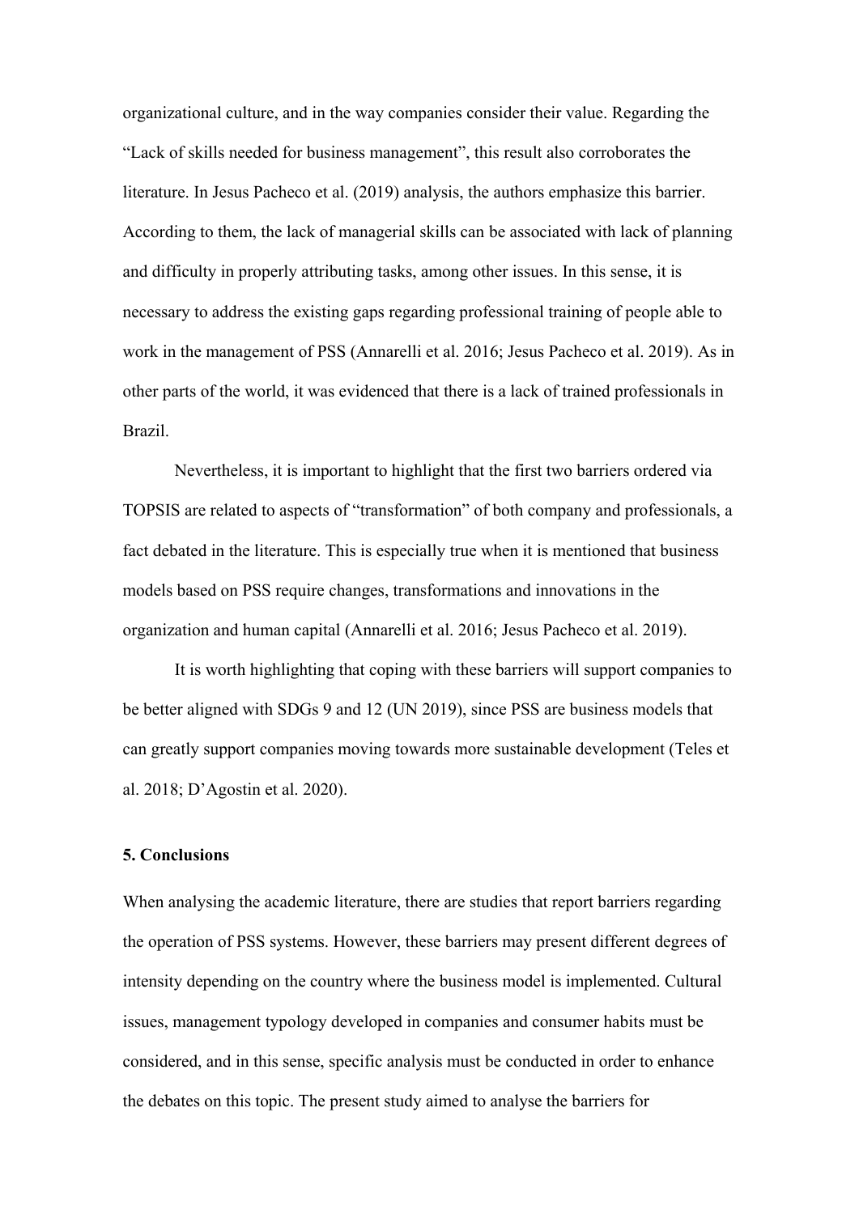organizational culture, and in the way companies consider their value. Regarding the "Lack of skills needed for business management", this result also corroborates the literature. In Jesus Pacheco et al. (2019) analysis, the authors emphasize this barrier. According to them, the lack of managerial skills can be associated with lack of planning and difficulty in properly attributing tasks, among other issues. In this sense, it is necessary to address the existing gaps regarding professional training of people able to work in the management of PSS (Annarelli et al. 2016; Jesus Pacheco et al. 2019). As in other parts of the world, it was evidenced that there is a lack of trained professionals in Brazil.

Nevertheless, it is important to highlight that the first two barriers ordered via TOPSIS are related to aspects of "transformation" of both company and professionals, a fact debated in the literature. This is especially true when it is mentioned that business models based on PSS require changes, transformations and innovations in the organization and human capital (Annarelli et al. 2016; Jesus Pacheco et al. 2019).

It is worth highlighting that coping with these barriers will support companies to be better aligned with SDGs 9 and 12 (UN 2019), since PSS are business models that can greatly support companies moving towards more sustainable development (Teles et al. 2018; D'Agostin et al. 2020).

## 5. Conclusions

When analysing the academic literature, there are studies that report barriers regarding the operation of PSS systems. However, these barriers may present different degrees of intensity depending on the country where the business model is implemented. Cultural issues, management typology developed in companies and consumer habits must be considered, and in this sense, specific analysis must be conducted in order to enhance the debates on this topic. The present study aimed to analyse the barriers for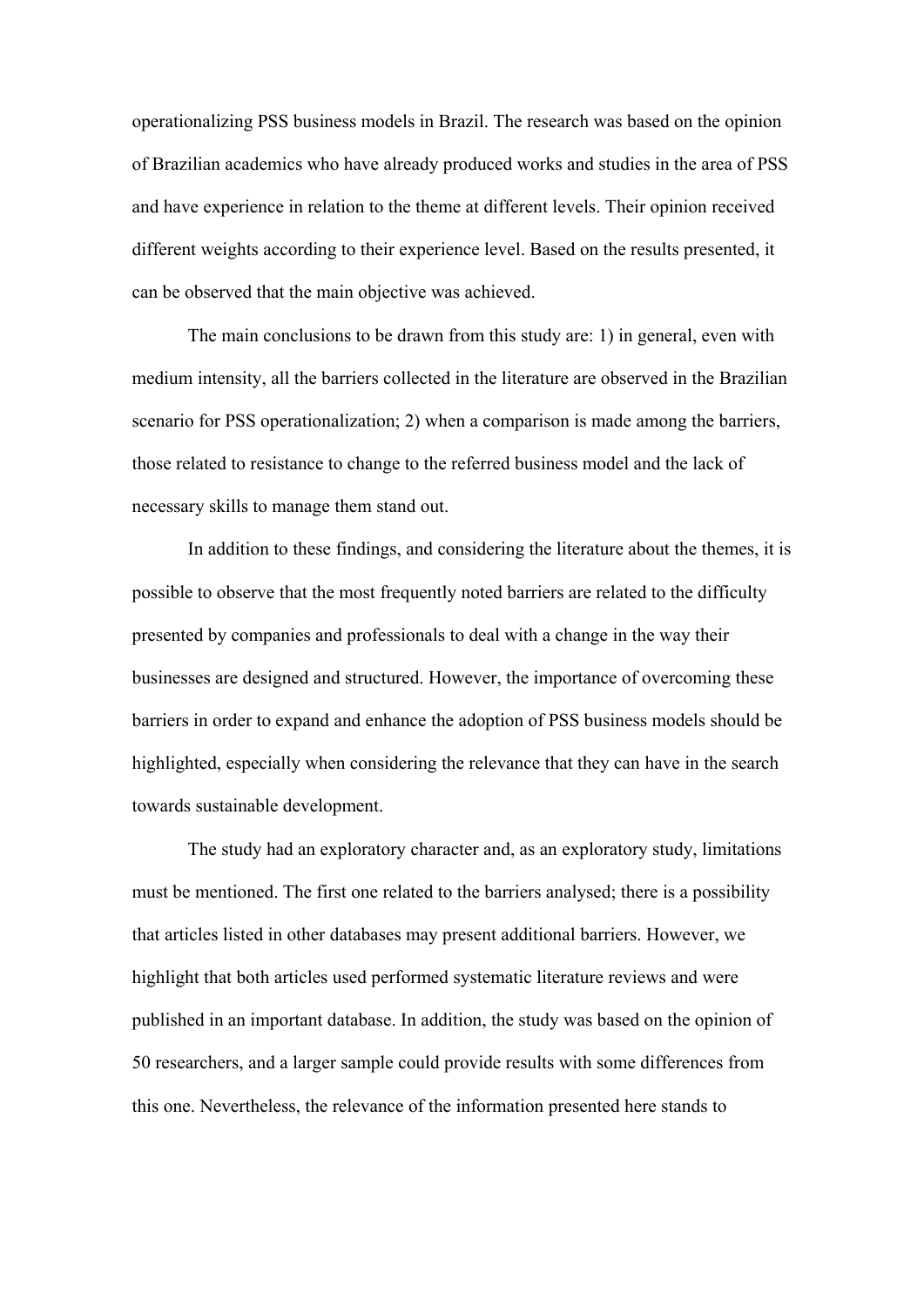operationalizing PSS business models in Brazil. The research was based on the opinion of Brazilian academics who have already produced works and studies in the area of PSS and have experience in relation to the theme at different levels. Their opinion received different weights according to their experience level. Based on the results presented, it can be observed that the main objective was achieved.

The main conclusions to be drawn from this study are: 1) in general, even with medium intensity, all the barriers collected in the literature are observed in the Brazilian scenario for PSS operationalization; 2) when a comparison is made among the barriers, those related to resistance to change to the referred business model and the lack of necessary skills to manage them stand out.

In addition to these findings, and considering the literature about the themes, it is possible to observe that the most frequently noted barriers are related to the difficulty presented by companies and professionals to deal with a change in the way their businesses are designed and structured. However, the importance of overcoming these barriers in order to expand and enhance the adoption of PSS business models should be highlighted, especially when considering the relevance that they can have in the search towards sustainable development.

The study had an exploratory character and, as an exploratory study, limitations must be mentioned. The first one related to the barriers analysed; there is a possibility that articles listed in other databases may present additional barriers. However, we highlight that both articles used performed systematic literature reviews and were published in an important database. In addition, the study was based on the opinion of 50 researchers, and a larger sample could provide results with some differences from this one. Nevertheless, the relevance of the information presented here stands to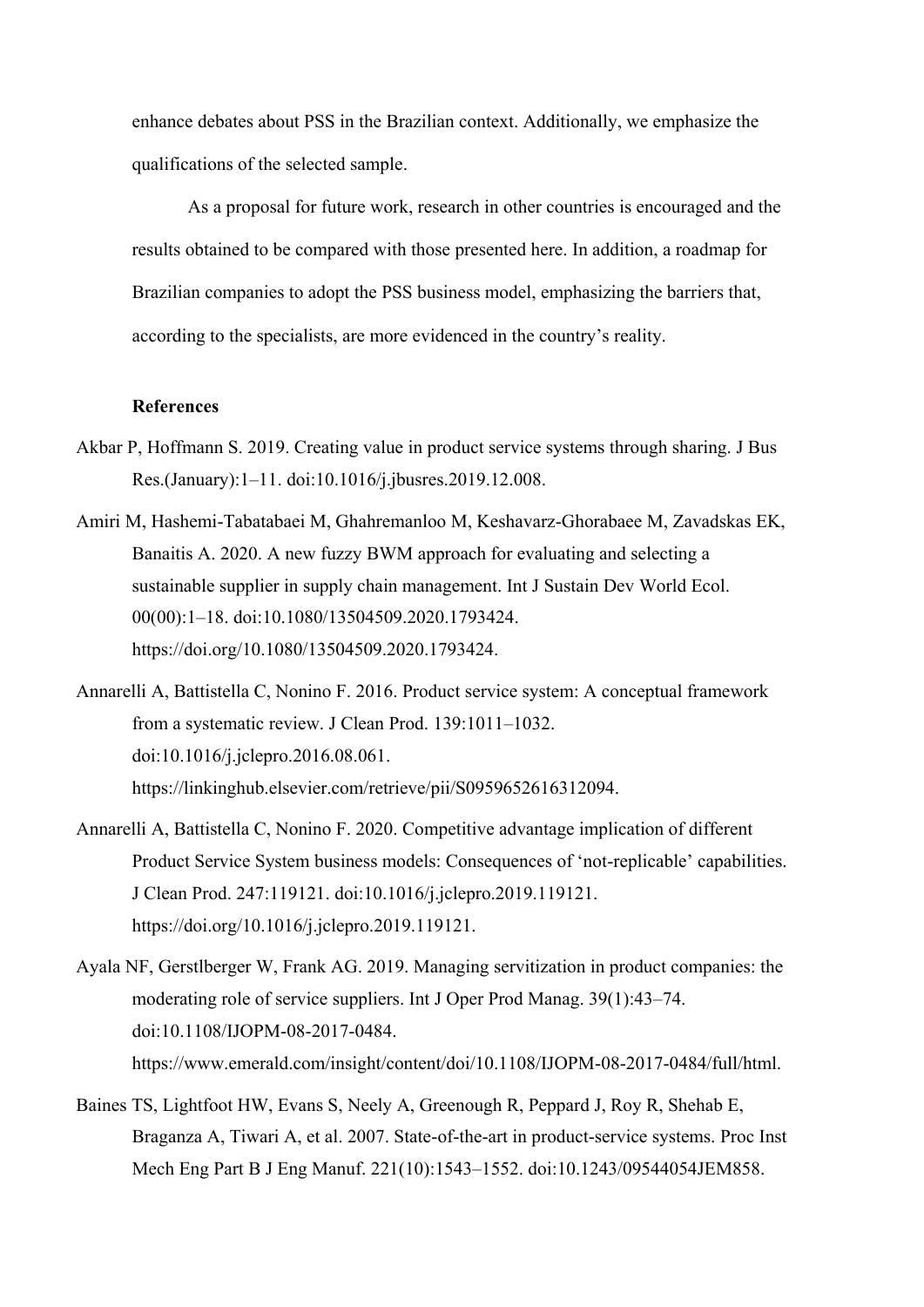enhance debates about PSS in the Brazilian context. Additionally, we emphasize the qualifications of the selected sample.

As a proposal for future work, research in other countries is encouraged and the results obtained to be compared with those presented here. In addition, a roadmap for Brazilian companies to adopt the PSS business model, emphasizing the barriers that, according to the specialists, are more evidenced in the country's reality.

**References**

Akbar P, Hoffmann S. 2019. Creating value in product service systems through sharing. J Bus Res.(January):1–11. doi:10.1016/j.jbusres.2019.12.008.

Amiri M, Hashemi-Tabatabaei M, Ghahremanloo M, Keshavarz-Ghorabaee M, Zavadskas EK, Banaitis A. 2020. A new fuzzy BWM approach for evaluating and selecting a sustainable supplier in supply chain management. Int J Sustain Dev World Ecol. 00(00):1–18. doi:10.1080/13504509.2020.1793424. https://doi.org/10.1080/13504509.2020.1793424.

Annarelli A, Battistella C, Nonino F. 2016. Product service system: A conceptual framework from a systematic review. J Clean Prod. 139:1011–1032. doi:10.1016/j.jclepro.2016.08.061. https://linkinghub.elsevier.com/retrieve/pii/S0959652616312094.

Annarelli A, Battistella C, Nonino F. 2020. Competitive advantage implication of different Product Service System business models: Consequences of 'not-replicable' capabilities. J Clean Prod. 247:119121. doi:10.1016/j.jclepro.2019.119121. https://doi.org/10.1016/j.jclepro.2019.119121.

Ayala NF, Gerstlberger W, Frank AG. 2019. Managing servitization in product companies: the moderating role of service suppliers. Int J Oper Prod Manag. 39(1):43–74. doi:10.1108/IJOPM-08-2017-0484. https://www.emerald.com/insight/content/doi/10.1108/IJOPM-08-2017-0484/full/html.

Baines TS, Lightfoot HW, Evans S, Neely A, Greenough R, Peppard J, Roy R, Shehab E, Braganza A, Tiwari A, et al. 2007. State-of-the-art in product-service systems. Proc Inst Mech Eng Part B J Eng Manuf. 221(10):1543–1552. doi:10.1243/09544054JEM858.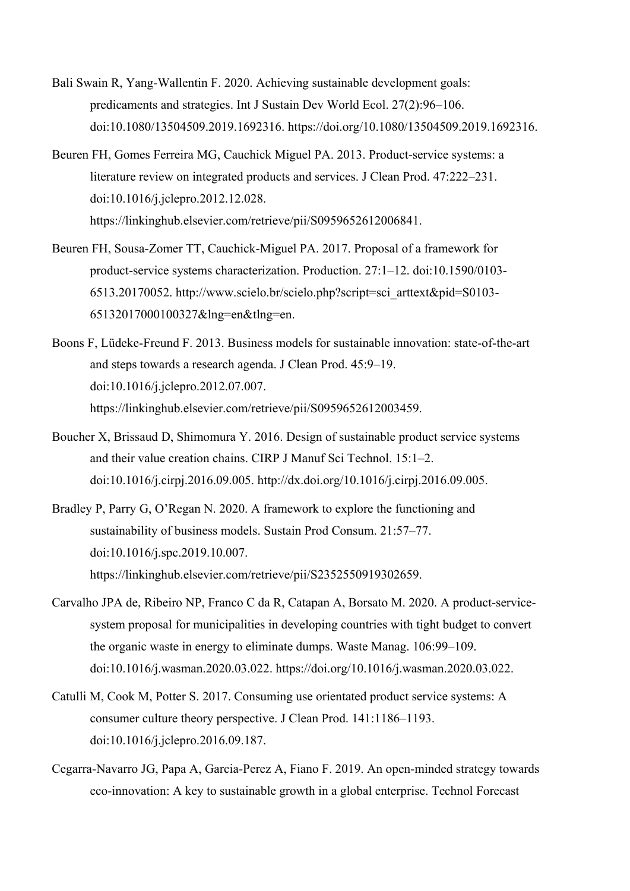Bali Swain R, Yang-Wallentin F. 2020. Achieving sustainable development goals: predicaments and strategies. Int J Sustain Dev World Ecol. 27(2):96–106. doi:10.1080/13504509.2019.1692316. https://doi.org/10.1080/13504509.2019.1692316.

Beuren FH, Gomes Ferreira MG, Cauchick Miguel PA. 2013. Product-service systems: a literature review on integrated products and services. J Clean Prod. 47:222–231. doi:10.1016/j.jclepro.2012.12.028. https://linkinghub.elsevier.com/retrieve/pii/S0959652612006841.

Beuren FH, Sousa-Zomer TT, Cauchick-Miguel PA. 2017. Proposal of a framework for product-service systems characterization. Production. 27:1–12. doi:10.1590/0103-6513.20170052. http://www.scielo.br/scielo.php?script=sci_arttext&pid=S0103-65132017000100327&lng=en&tlng=en.

Boons F, Lüdeke-Freund F. 2013. Business models for sustainable innovation: state-of-the-art and steps towards a research agenda. J Clean Prod. 45:9–19. doi:10.1016/j.jclepro.2012.07.007. https://linkinghub.elsevier.com/retrieve/pii/S0959652612003459.

Boucher X, Brissaud D, Shimomura Y. 2016. Design of sustainable product service systems and their value creation chains. CIRP J Manuf Sci Technol. 15:1–2. doi:10.1016/j.cirpj.2016.09.005. http://dx.doi.org/10.1016/j.cirpj.2016.09.005.

Bradley P, Parry G, O'Regan N. 2020. A framework to explore the functioning and sustainability of business models. Sustain Prod Consum. 21:57–77. doi:10.1016/j.spc.2019.10.007. https://linkinghub.elsevier.com/retrieve/pii/S2352550919302659.

Carvalho JPA de, Ribeiro NP, Franco C da R, Catapan A, Borsato M. 2020. A product-service-system proposal for municipalities in developing countries with tight budget to convert the organic waste in energy to eliminate dumps. Waste Manag. 106:99–109. doi:10.1016/j.wasman.2020.03.022. https://doi.org/10.1016/j.wasman.2020.03.022.

Catulli M, Cook M, Potter S. 2017. Consuming use orientated product service systems: A consumer culture theory perspective. J Clean Prod. 141:1186–1193. doi:10.1016/j.jclepro.2016.09.187.

Cegarra-Navarro JG, Papa A, Garcia-Perez A, Fiano F. 2019. An open-minded strategy towards eco-innovation: A key to sustainable growth in a global enterprise. Technol Forecast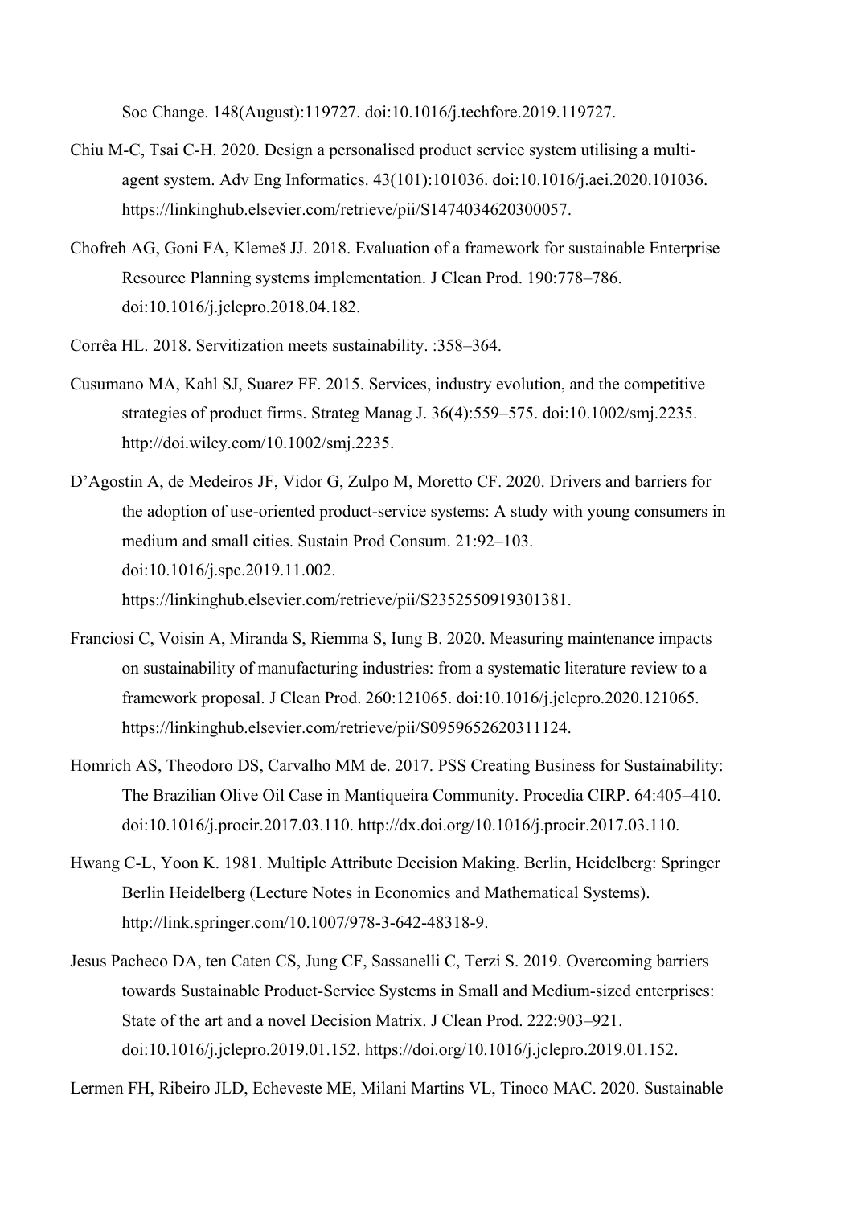Soc Change. 148(August):119727. doi:10.1016/j.techfore.2019.119727.

Chiu M-C, Tsai C-H. 2020. Design a personalised product service system utilising a multi-agent system. Adv Eng Informatics. 43(101):101036. doi:10.1016/j.aei.2020.101036. https://linkinghub.elsevier.com/retrieve/pii/S1474034620300057.

Chofreh AG, Goni FA, Klemeš JJ. 2018. Evaluation of a framework for sustainable Enterprise Resource Planning systems implementation. J Clean Prod. 190:778–786. doi:10.1016/j.jclepro.2018.04.182.

Corrêa HL. 2018. Servitization meets sustainability. :358–364.

Cusumano MA, Kahl SJ, Suarez FF. 2015. Services, industry evolution, and the competitive strategies of product firms. Strateg Manag J. 36(4):559–575. doi:10.1002/smj.2235. http://doi.wiley.com/10.1002/smj.2235.

D'Agostin A, de Medeiros JF, Vidor G, Zulpo M, Moretto CF. 2020. Drivers and barriers for the adoption of use-oriented product-service systems: A study with young consumers in medium and small cities. Sustain Prod Consum. 21:92–103. doi:10.1016/j.spc.2019.11.002. https://linkinghub.elsevier.com/retrieve/pii/S2352550919301381.

Franciosi C, Voisin A, Miranda S, Riemma S, Iung B. 2020. Measuring maintenance impacts on sustainability of manufacturing industries: from a systematic literature review to a framework proposal. J Clean Prod. 260:121065. doi:10.1016/j.jclepro.2020.121065. https://linkinghub.elsevier.com/retrieve/pii/S0959652620311124.

Homrich AS, Theodoro DS, Carvalho MM de. 2017. PSS Creating Business for Sustainability: The Brazilian Olive Oil Case in Mantiqueira Community. Procedia CIRP. 64:405–410. doi:10.1016/j.procir.2017.03.110. http://dx.doi.org/10.1016/j.procir.2017.03.110.

Hwang C-L, Yoon K. 1981. Multiple Attribute Decision Making. Berlin, Heidelberg: Springer Berlin Heidelberg (Lecture Notes in Economics and Mathematical Systems). http://link.springer.com/10.1007/978-3-642-48318-9.

Jesus Pacheco DA, ten Caten CS, Jung CF, Sassanelli C, Terzi S. 2019. Overcoming barriers towards Sustainable Product-Service Systems in Small and Medium-sized enterprises: State of the art and a novel Decision Matrix. J Clean Prod. 222:903–921. doi:10.1016/j.jclepro.2019.01.152. https://doi.org/10.1016/j.jclepro.2019.01.152.

Lermen FH, Ribeiro JLD, Echeveste ME, Milani Martins VL, Tinoco MAC. 2020. Sustainable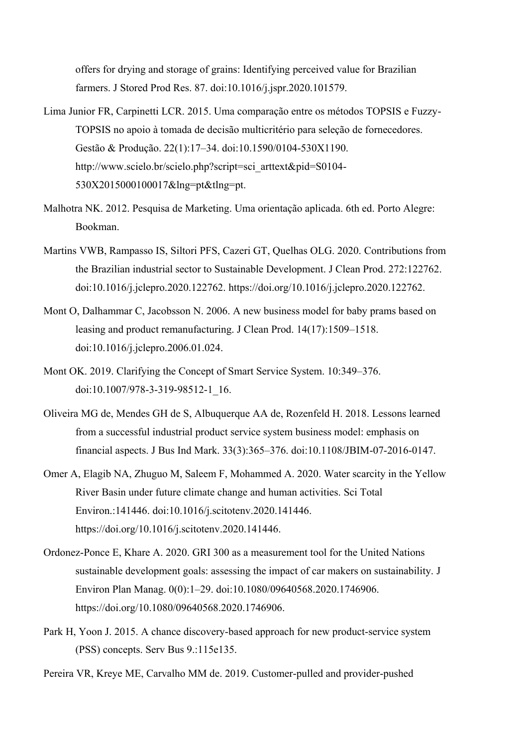offers for drying and storage of grains: Identifying perceived value for Brazilian farmers. J Stored Prod Res. 87. doi:10.1016/j.jspr.2020.101579.

Lima Junior FR, Carpinetti LCR. 2015. Uma comparação entre os métodos TOPSIS e Fuzzy-TOPSIS no apoio à tomada de decisão multicritério para seleção de fornecedores. Gestão & Produção. 22(1):17–34. doi:10.1590/0104-530X1190. http://www.scielo.br/scielo.php?script=sci_arttext&pid=S0104-530X2015000100017&lng=pt&tlng=pt.

Malhotra NK. 2012. Pesquisa de Marketing. Uma orientação aplicada. 6th ed. Porto Alegre: Bookman.

Martins VWB, Rampasso IS, Siltori PFS, Cazeri GT, Quelhas OLG. 2020. Contributions from the Brazilian industrial sector to Sustainable Development. J Clean Prod. 272:122762. doi:10.1016/j.jclepro.2020.122762. https://doi.org/10.1016/j.jclepro.2020.122762.

Mont O, Dalhammar C, Jacobsson N. 2006. A new business model for baby prams based on leasing and product remanufacturing. J Clean Prod. 14(17):1509–1518. doi:10.1016/j.jclepro.2006.01.024.

Mont OK. 2019. Clarifying the Concept of Smart Service System. 10:349–376. doi:10.1007/978-3-319-98512-1_16.

Oliveira MG de, Mendes GH de S, Albuquerque AA de, Rozenfeld H. 2018. Lessons learned from a successful industrial product service system business model: emphasis on financial aspects. J Bus Ind Mark. 33(3):365–376. doi:10.1108/JBIM-07-2016-0147.

Omer A, Elagib NA, Zhuguo M, Saleem F, Mohammed A. 2020. Water scarcity in the Yellow River Basin under future climate change and human activities. Sci Total Environ.:141446. doi:10.1016/j.scitotenv.2020.141446. https://doi.org/10.1016/j.scitotenv.2020.141446.

Ordonez-Ponce E, Khare A. 2020. GRI 300 as a measurement tool for the United Nations sustainable development goals: assessing the impact of car makers on sustainability. J Environ Plan Manag. 0(0):1–29. doi:10.1080/09640568.2020.1746906. https://doi.org/10.1080/09640568.2020.1746906.

Park H, Yoon J. 2015. A chance discovery-based approach for new product-service system (PSS) concepts. Serv Bus 9.:115e135.

Pereira VR, Kreye ME, Carvalho MM de. 2019. Customer-pulled and provider-pushed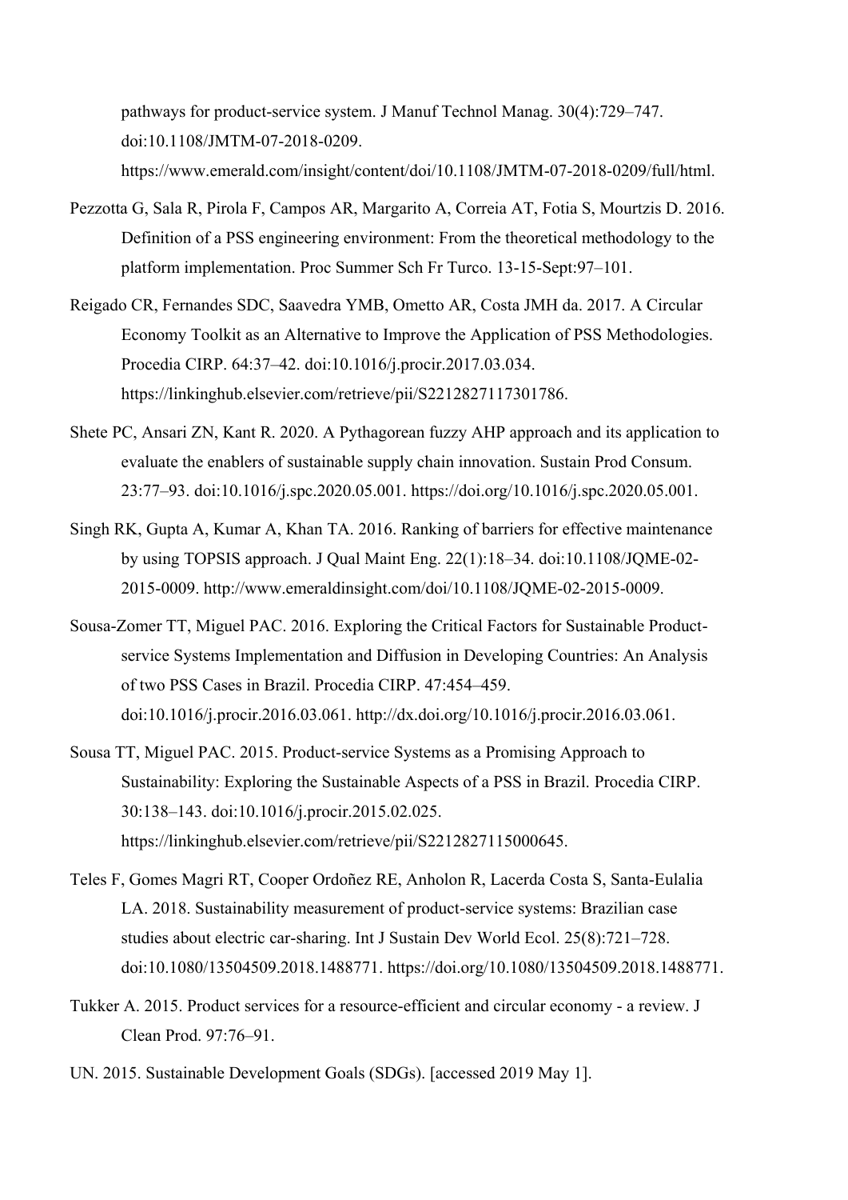pathways for product-service system. J Manuf Technol Manag. 30(4):729–747. doi:10.1108/JMTM-07-2018-0209. https://www.emerald.com/insight/content/doi/10.1108/JMTM-07-2018-0209/full/html.

Pezzotta G, Sala R, Pirola F, Campos AR, Margarito A, Correia AT, Fotia S, Mourtzis D. 2016. Definition of a PSS engineering environment: From the theoretical methodology to the platform implementation. Proc Summer Sch Fr Turco. 13-15-Sept:97–101.

Reigado CR, Fernandes SDC, Saavedra YMB, Ometto AR, Costa JMH da. 2017. A Circular Economy Toolkit as an Alternative to Improve the Application of PSS Methodologies. Procedia CIRP. 64:37–42. doi:10.1016/j.procir.2017.03.034. https://linkinghub.elsevier.com/retrieve/pii/S2212827117301786.

Shete PC, Ansari ZN, Kant R. 2020. A Pythagorean fuzzy AHP approach and its application to evaluate the enablers of sustainable supply chain innovation. Sustain Prod Consum. 23:77–93. doi:10.1016/j.spc.2020.05.001. https://doi.org/10.1016/j.spc.2020.05.001.

Singh RK, Gupta A, Kumar A, Khan TA. 2016. Ranking of barriers for effective maintenance by using TOPSIS approach. J Qual Maint Eng. 22(1):18–34. doi:10.1108/JQME-02-2015-0009. http://www.emeraldinsight.com/doi/10.1108/JQME-02-2015-0009.

Sousa-Zomer TT, Miguel PAC. 2016. Exploring the Critical Factors for Sustainable Product-service Systems Implementation and Diffusion in Developing Countries: An Analysis of two PSS Cases in Brazil. Procedia CIRP. 47:454–459. doi:10.1016/j.procir.2016.03.061. http://dx.doi.org/10.1016/j.procir.2016.03.061.

Sousa TT, Miguel PAC. 2015. Product-service Systems as a Promising Approach to Sustainability: Exploring the Sustainable Aspects of a PSS in Brazil. Procedia CIRP. 30:138–143. doi:10.1016/j.procir.2015.02.025. https://linkinghub.elsevier.com/retrieve/pii/S2212827115000645.

Teles F, Gomes Magri RT, Cooper Ordoñez RE, Anholon R, Lacerda Costa S, Santa-Eulalia LA. 2018. Sustainability measurement of product-service systems: Brazilian case studies about electric car-sharing. Int J Sustain Dev World Ecol. 25(8):721–728. doi:10.1080/13504509.2018.1488771. https://doi.org/10.1080/13504509.2018.1488771.

Tukker A. 2015. Product services for a resource-efficient and circular economy - a review. J Clean Prod. 97:76–91.

UN. 2015. Sustainable Development Goals (SDGs). [accessed 2019 May 1].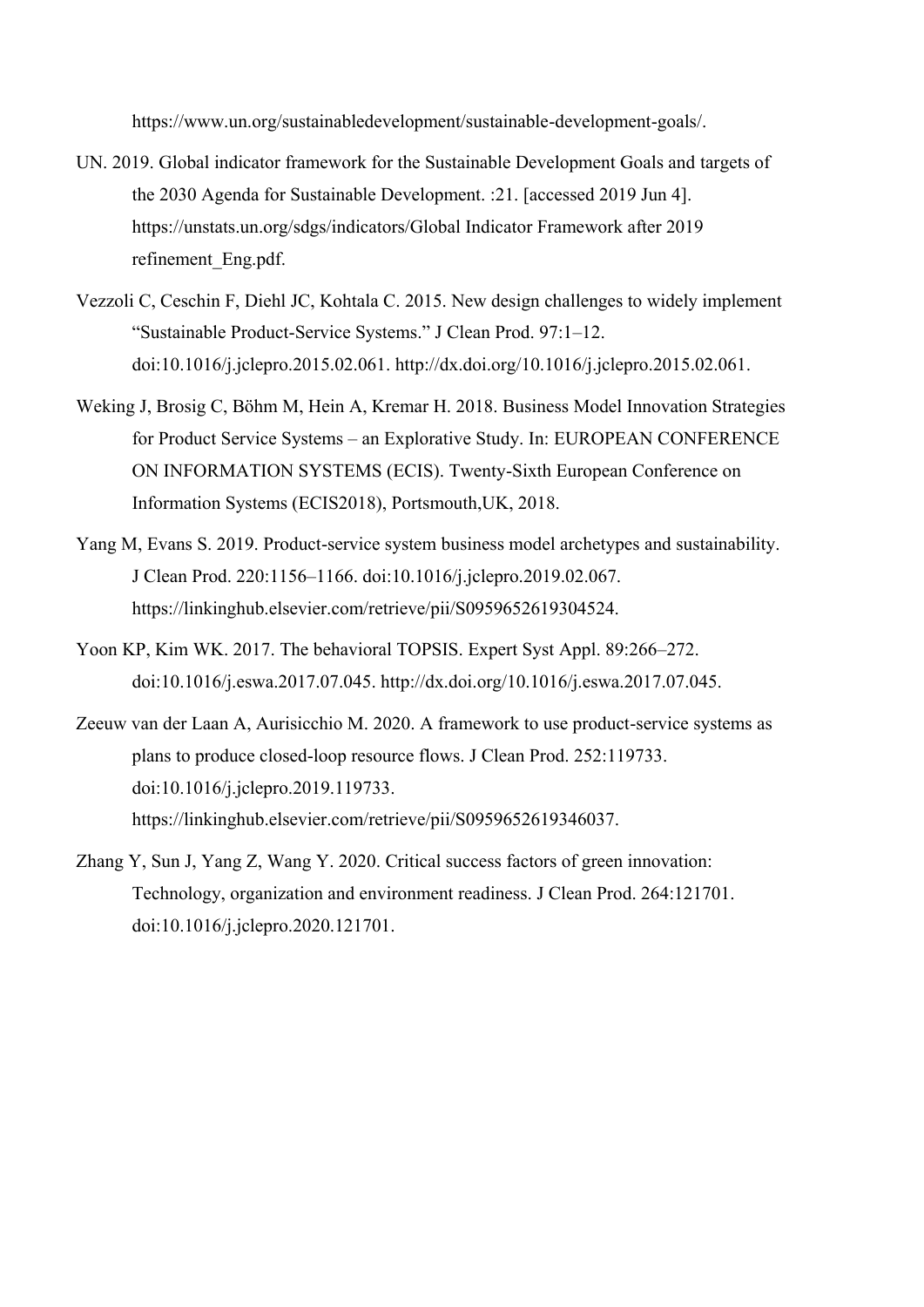https://www.un.org/sustainabledevelopment/sustainable-development-goals/.

UN. 2019. Global indicator framework for the Sustainable Development Goals and targets of the 2030 Agenda for Sustainable Development. :21. [accessed 2019 Jun 4]. https://unstats.un.org/sdgs/indicators/Global Indicator Framework after 2019 refinement_Eng.pdf.

Vezzoli C, Ceschin F, Diehl JC, Kohtala C. 2015. New design challenges to widely implement "Sustainable Product-Service Systems." J Clean Prod. 97:1–12. doi:10.1016/j.jclepro.2015.02.061. http://dx.doi.org/10.1016/j.jclepro.2015.02.061.

Weking J, Brosig C, Böhm M, Hein A, Kremar H. 2018. Business Model Innovation Strategies for Product Service Systems – an Explorative Study. In: EUROPEAN CONFERENCE ON INFORMATION SYSTEMS (ECIS). Twenty-Sixth European Conference on Information Systems (ECIS2018), Portsmouth,UK, 2018.

Yang M, Evans S. 2019. Product-service system business model archetypes and sustainability. J Clean Prod. 220:1156–1166. doi:10.1016/j.jclepro.2019.02.067. https://linkinghub.elsevier.com/retrieve/pii/S0959652619304524.

Yoon KP, Kim WK. 2017. The behavioral TOPSIS. Expert Syst Appl. 89:266–272. doi:10.1016/j.eswa.2017.07.045. http://dx.doi.org/10.1016/j.eswa.2017.07.045.

Zeeuw van der Laan A, Aurisicchio M. 2020. A framework to use product-service systems as plans to produce closed-loop resource flows. J Clean Prod. 252:119733. doi:10.1016/j.jclepro.2019.119733. https://linkinghub.elsevier.com/retrieve/pii/S0959652619346037.

Zhang Y, Sun J, Yang Z, Wang Y. 2020. Critical success factors of green innovation: Technology, organization and environment readiness. J Clean Prod. 264:121701. doi:10.1016/j.jclepro.2020.121701.